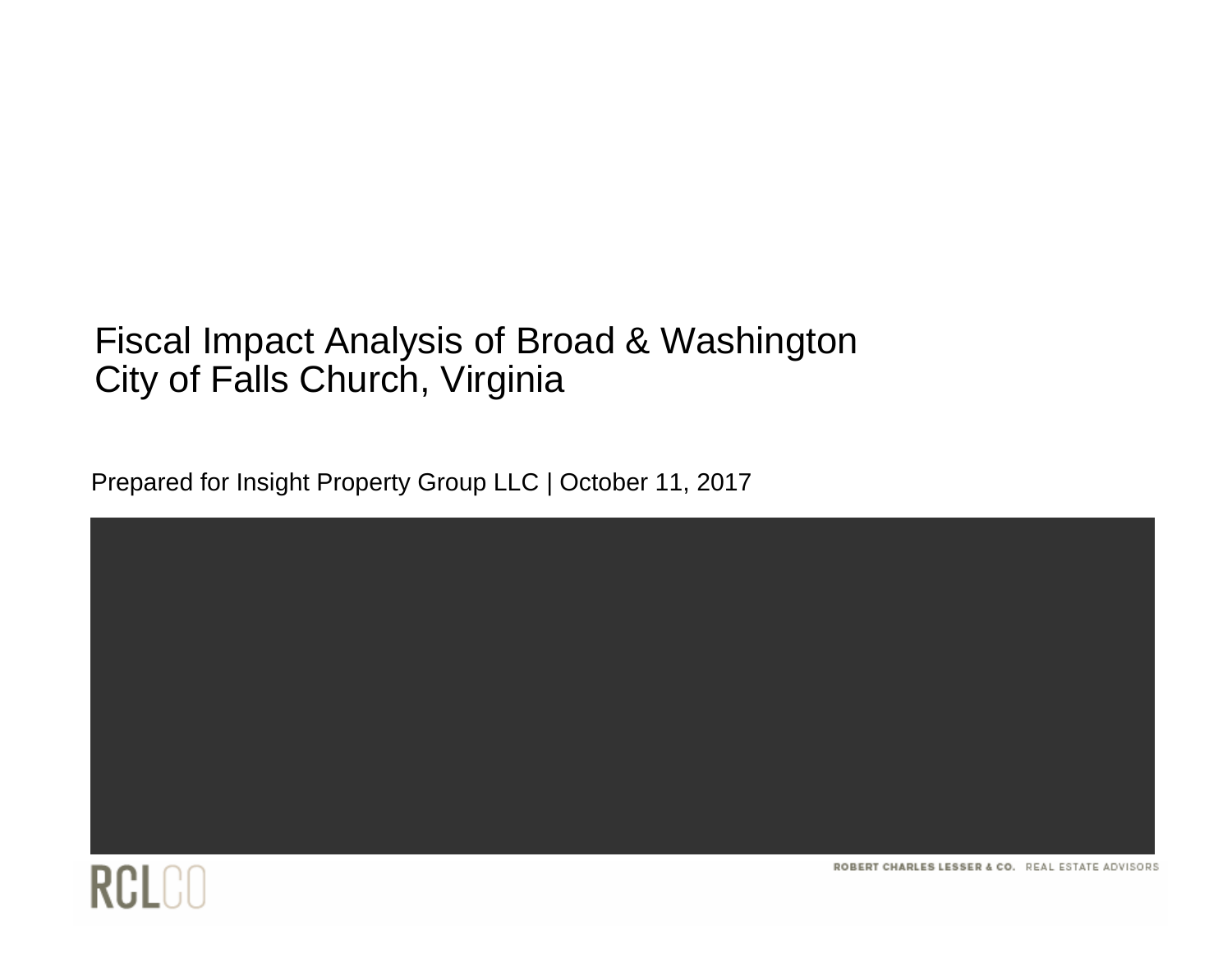# Fiscal Impact Analysis of Broad & Washington
# City of Falls Church, Virginia

Prepared for Insight Property Group LLC | October 11, 2017

RCLCO

ROBERT CHARLES LESSER & CO. REAL ESTATE ADVISORS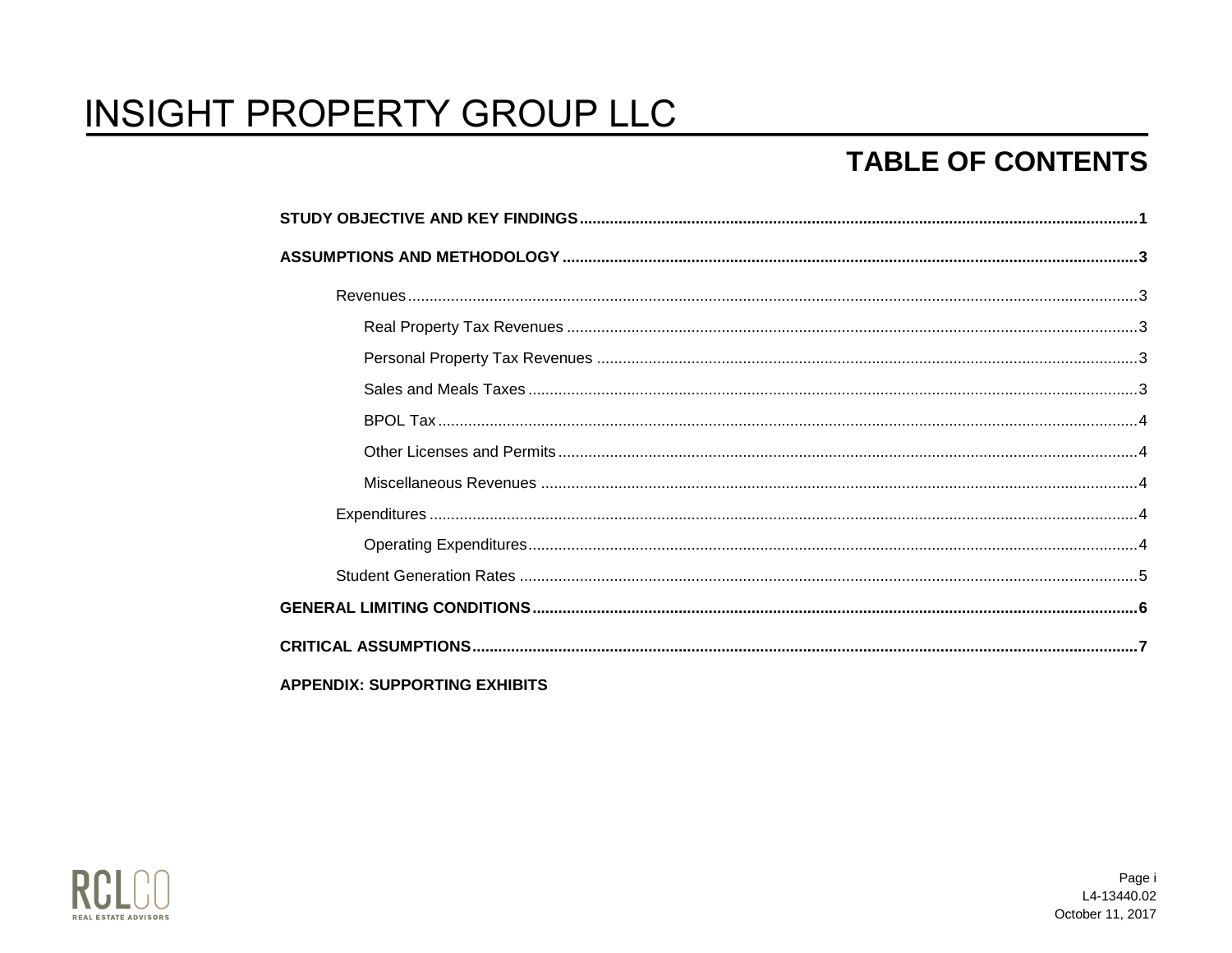# INSIGHT PROPERTY GROUP LLC

## TABLE OF CONTENTS

**STUDY OBJECTIVE AND KEY FINDINGS** .......... **1**

**ASSUMPTIONS AND METHODOLOGY** .......... **3**

- Revenues .......... 3
  - Real Property Tax Revenues .......... 3
  - Personal Property Tax Revenues .......... 3
  - Sales and Meals Taxes .......... 3
  - BPOL Tax .......... 4
  - Other Licenses and Permits .......... 4
  - Miscellaneous Revenues .......... 4
- Expenditures .......... 4
  - Operating Expenditures .......... 4
- Student Generation Rates .......... 5

**GENERAL LIMITING CONDITIONS** .......... **6**

**CRITICAL ASSUMPTIONS** .......... **7**

**APPENDIX: SUPPORTING EXHIBITS**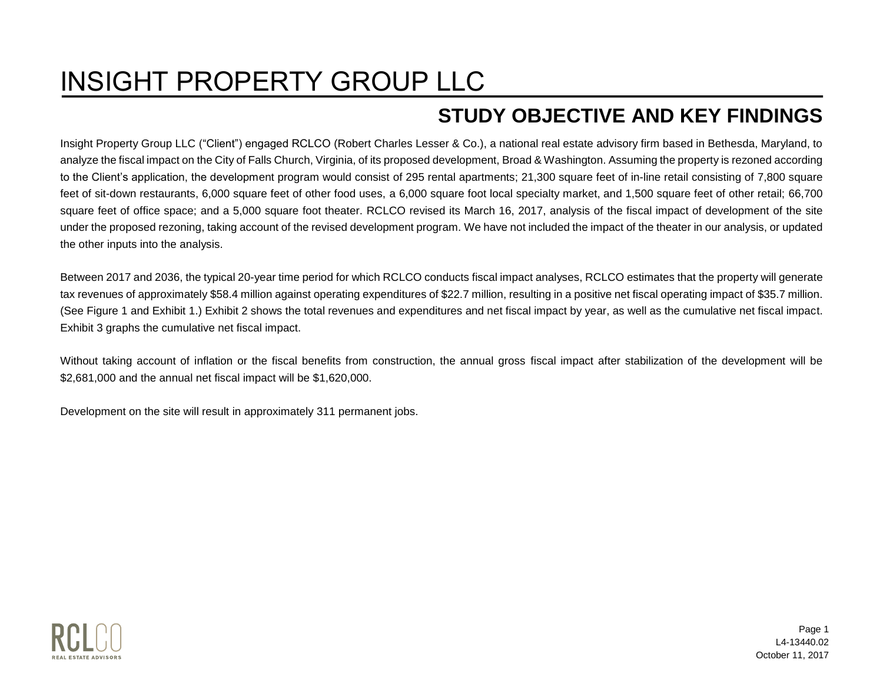# INSIGHT PROPERTY GROUP LLC

## STUDY OBJECTIVE AND KEY FINDINGS

Insight Property Group LLC ("Client") engaged RCLCO (Robert Charles Lesser & Co.), a national real estate advisory firm based in Bethesda, Maryland, to analyze the fiscal impact on the City of Falls Church, Virginia, of its proposed development, Broad & Washington. Assuming the property is rezoned according to the Client's application, the development program would consist of 295 rental apartments; 21,300 square feet of in-line retail consisting of 7,800 square feet of sit-down restaurants, 6,000 square feet of other food uses, a 6,000 square foot local specialty market, and 1,500 square feet of other retail; 66,700 square feet of office space; and a 5,000 square foot theater. RCLCO revised its March 16, 2017, analysis of the fiscal impact of development of the site under the proposed rezoning, taking account of the revised development program. We have not included the impact of the theater in our analysis, or updated the other inputs into the analysis.

Between 2017 and 2036, the typical 20-year time period for which RCLCO conducts fiscal impact analyses, RCLCO estimates that the property will generate tax revenues of approximately $58.4 million against operating expenditures of $22.7 million, resulting in a positive net fiscal operating impact of $35.7 million. (See Figure 1 and Exhibit 1.) Exhibit 2 shows the total revenues and expenditures and net fiscal impact by year, as well as the cumulative net fiscal impact. Exhibit 3 graphs the cumulative net fiscal impact.

Without taking account of inflation or the fiscal benefits from construction, the annual gross fiscal impact after stabilization of the development will be $2,681,000 and the annual net fiscal impact will be $1,620,000.

Development on the site will result in approximately 311 permanent jobs.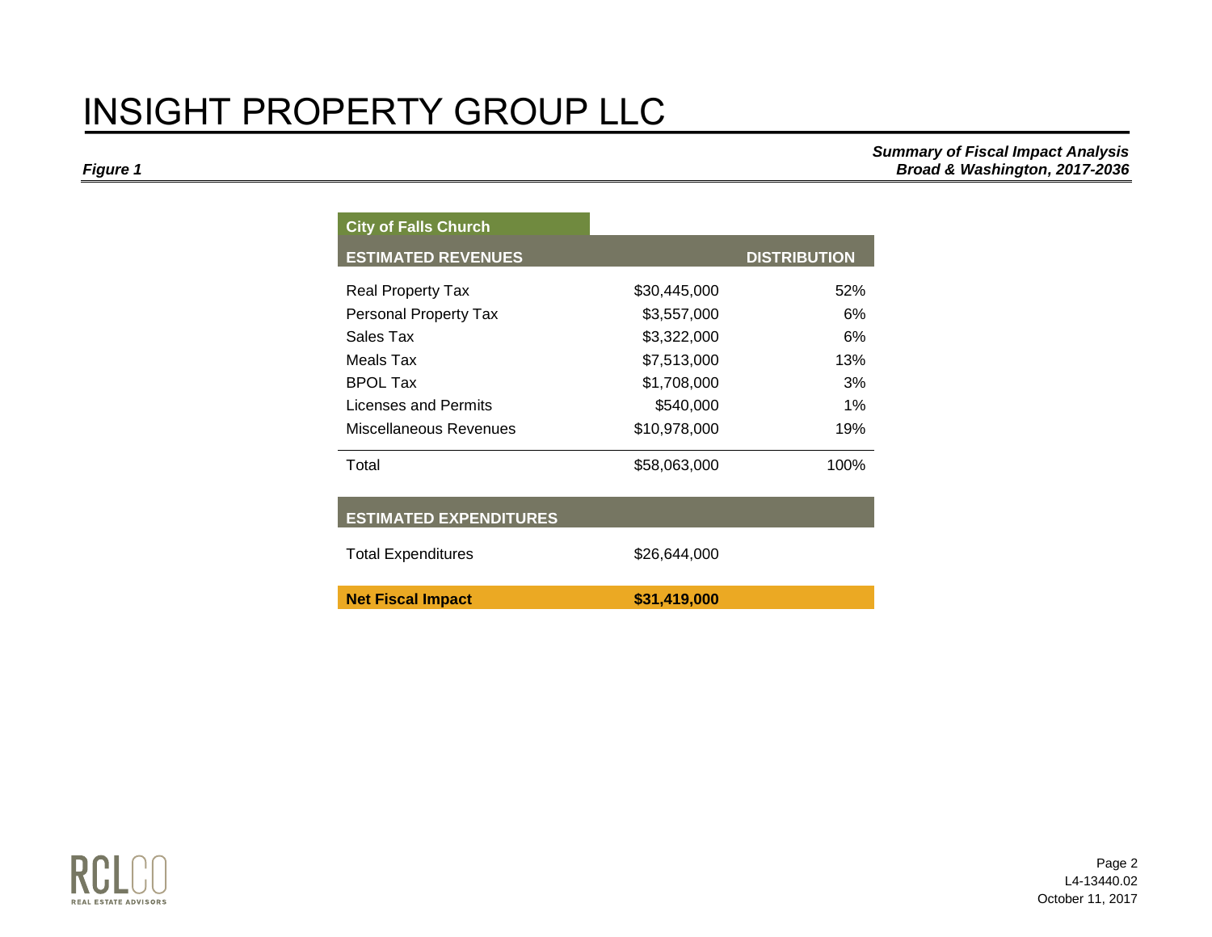# INSIGHT PROPERTY GROUP LLC

***Figure 1***

***Summary of Fiscal Impact Analysis***
***Broad & Washington, 2017-2036***

**City of Falls Church**

| ESTIMATED REVENUES | | DISTRIBUTION |
|---|---|---|
| Real Property Tax | $30,445,000 | 52% |
| Personal Property Tax | $3,557,000 | 6% |
| Sales Tax | $3,322,000 | 6% |
| Meals Tax | $7,513,000 | 13% |
| BPOL Tax | $1,708,000 | 3% |
| Licenses and Permits | $540,000 | 1% |
| Miscellaneous Revenues | $10,978,000 | 19% |
| Total | $58,063,000 | 100% |
| **ESTIMATED EXPENDITURES** | | |
| Total Expenditures | $26,644,000 | |
| **Net Fiscal Impact** | **$31,419,000** | |

RCLCO REAL ESTATE ADVISORS

L4-13440.02
October 11, 2017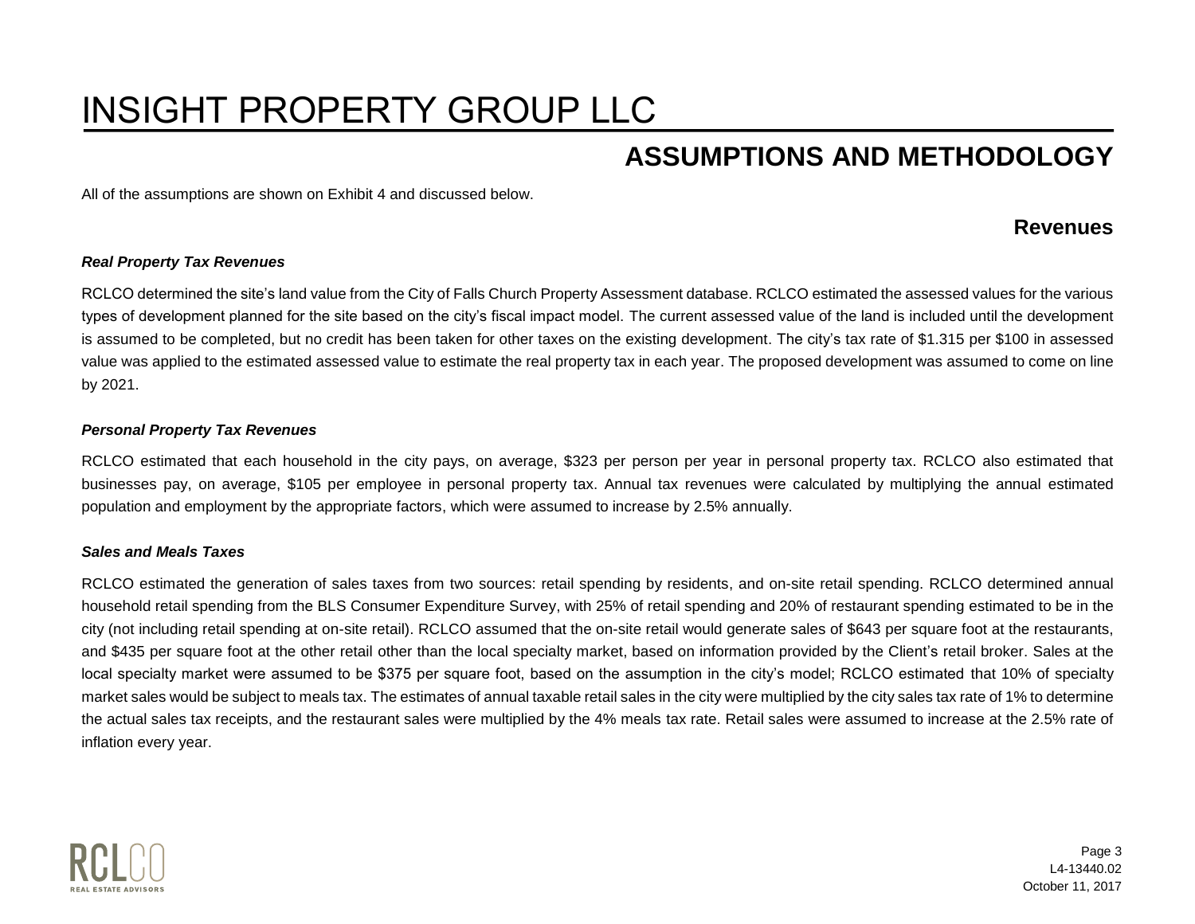# ASSUMPTIONS AND METHODOLOGY

All of the assumptions are shown on Exhibit 4 and discussed below.

## Revenues

***Real Property Tax Revenues***

RCLCO determined the site's land value from the City of Falls Church Property Assessment database. RCLCO estimated the assessed values for the various types of development planned for the site based on the city's fiscal impact model. The current assessed value of the land is included until the development is assumed to be completed, but no credit has been taken for other taxes on the existing development. The city's tax rate of $1.315 per $100 in assessed value was applied to the estimated assessed value to estimate the real property tax in each year. The proposed development was assumed to come on line by 2021.

***Personal Property Tax Revenues***

RCLCO estimated that each household in the city pays, on average, $323 per person per year in personal property tax. RCLCO also estimated that businesses pay, on average, $105 per employee in personal property tax. Annual tax revenues were calculated by multiplying the annual estimated population and employment by the appropriate factors, which were assumed to increase by 2.5% annually.

***Sales and Meals Taxes***

RCLCO estimated the generation of sales taxes from two sources: retail spending by residents, and on-site retail spending. RCLCO determined annual household retail spending from the BLS Consumer Expenditure Survey, with 25% of retail spending and 20% of restaurant spending estimated to be in the city (not including retail spending at on-site retail). RCLCO assumed that the on-site retail would generate sales of $643 per square foot at the restaurants, and $435 per square foot at the other retail other than the local specialty market, based on information provided by the Client's retail broker. Sales at the local specialty market were assumed to be $375 per square foot, based on the assumption in the city's model; RCLCO estimated that 10% of specialty market sales would be subject to meals tax. The estimates of annual taxable retail sales in the city were multiplied by the city sales tax rate of 1% to determine the actual sales tax receipts, and the restaurant sales were multiplied by the 4% meals tax rate. Retail sales were assumed to increase at the 2.5% rate of inflation every year.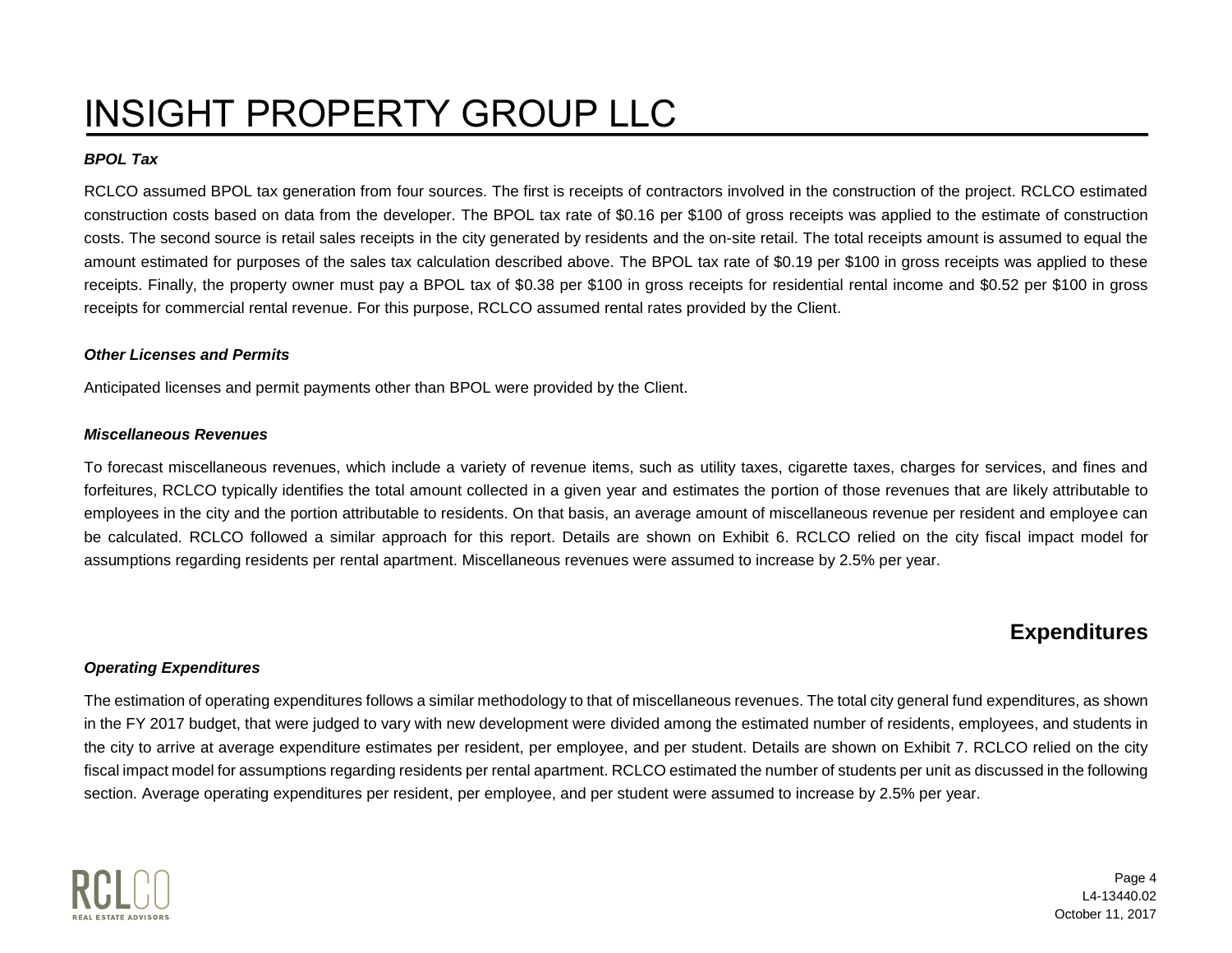### *BPOL Tax*

RCLCO assumed BPOL tax generation from four sources. The first is receipts of contractors involved in the construction of the project. RCLCO estimated construction costs based on data from the developer. The BPOL tax rate of $0.16 per $100 of gross receipts was applied to the estimate of construction costs. The second source is retail sales receipts in the city generated by residents and the on-site retail. The total receipts amount is assumed to equal the amount estimated for purposes of the sales tax calculation described above. The BPOL tax rate of $0.19 per $100 in gross receipts was applied to these receipts. Finally, the property owner must pay a BPOL tax of $0.38 per $100 in gross receipts for residential rental income and $0.52 per $100 in gross receipts for commercial rental revenue. For this purpose, RCLCO assumed rental rates provided by the Client.

### *Other Licenses and Permits*

Anticipated licenses and permit payments other than BPOL were provided by the Client.

### *Miscellaneous Revenues*

To forecast miscellaneous revenues, which include a variety of revenue items, such as utility taxes, cigarette taxes, charges for services, and fines and forfeitures, RCLCO typically identifies the total amount collected in a given year and estimates the portion of those revenues that are likely attributable to employees in the city and the portion attributable to residents. On that basis, an average amount of miscellaneous revenue per resident and employee can be calculated. RCLCO followed a similar approach for this report. Details are shown on Exhibit 6. RCLCO relied on the city fiscal impact model for assumptions regarding residents per rental apartment. Miscellaneous revenues were assumed to increase by 2.5% per year.

## Expenditures

### *Operating Expenditures*

The estimation of operating expenditures follows a similar methodology to that of miscellaneous revenues. The total city general fund expenditures, as shown in the FY 2017 budget, that were judged to vary with new development were divided among the estimated number of residents, employees, and students in the city to arrive at average expenditure estimates per resident, per employee, and per student. Details are shown on Exhibit 7. RCLCO relied on the city fiscal impact model for assumptions regarding residents per rental apartment. RCLCO estimated the number of students per unit as discussed in the following section. Average operating expenditures per resident, per employee, and per student were assumed to increase by 2.5% per year.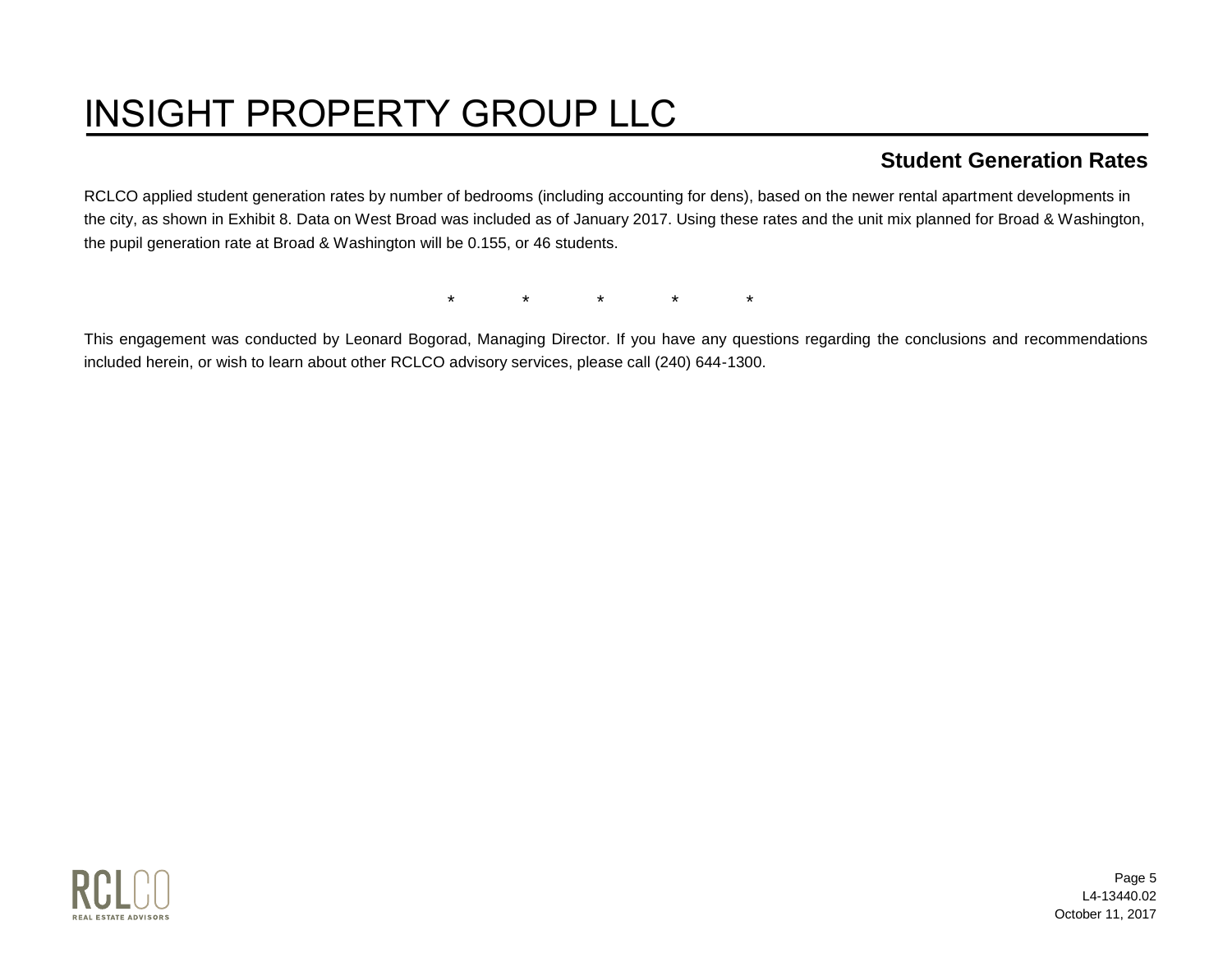## Student Generation Rates

RCLCO applied student generation rates by number of bedrooms (including accounting for dens), based on the newer rental apartment developments in the city, as shown in Exhibit 8. Data on West Broad was included as of January 2017. Using these rates and the unit mix planned for Broad & Washington, the pupil generation rate at Broad & Washington will be 0.155, or 46 students.

\* \* \* \* \*

This engagement was conducted by Leonard Bogorad, Managing Director. If you have any questions regarding the conclusions and recommendations included herein, or wish to learn about other RCLCO advisory services, please call (240) 644-1300.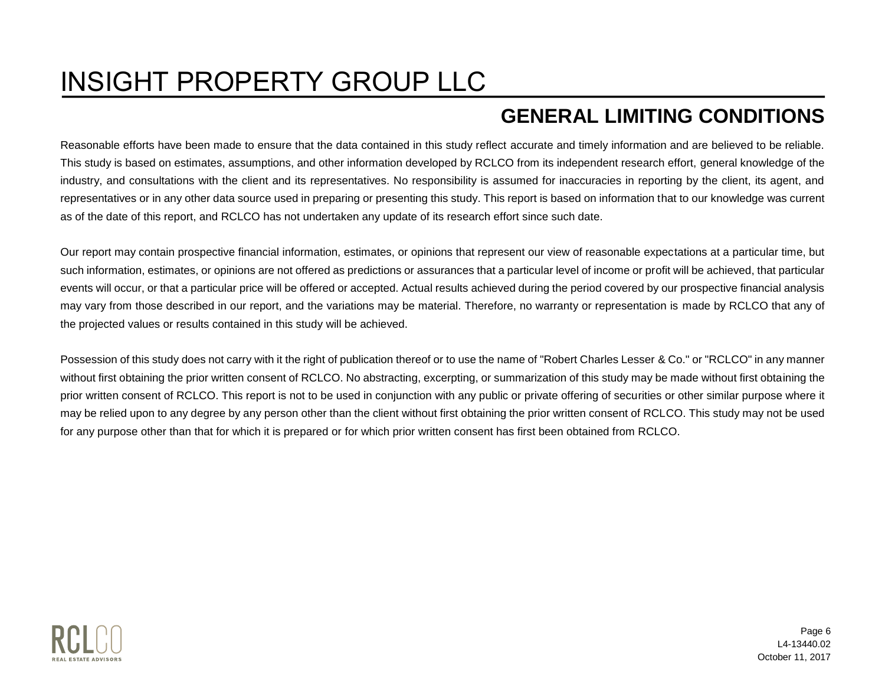## GENERAL LIMITING CONDITIONS

Reasonable efforts have been made to ensure that the data contained in this study reflect accurate and timely information and are believed to be reliable. This study is based on estimates, assumptions, and other information developed by RCLCO from its independent research effort, general knowledge of the industry, and consultations with the client and its representatives. No responsibility is assumed for inaccuracies in reporting by the client, its agent, and representatives or in any other data source used in preparing or presenting this study. This report is based on information that to our knowledge was current as of the date of this report, and RCLCO has not undertaken any update of its research effort since such date.

Our report may contain prospective financial information, estimates, or opinions that represent our view of reasonable expectations at a particular time, but such information, estimates, or opinions are not offered as predictions or assurances that a particular level of income or profit will be achieved, that particular events will occur, or that a particular price will be offered or accepted. Actual results achieved during the period covered by our prospective financial analysis may vary from those described in our report, and the variations may be material. Therefore, no warranty or representation is made by RCLCO that any of the projected values or results contained in this study will be achieved.

Possession of this study does not carry with it the right of publication thereof or to use the name of "Robert Charles Lesser & Co." or "RCLCO" in any manner without first obtaining the prior written consent of RCLCO. No abstracting, excerpting, or summarization of this study may be made without first obtaining the prior written consent of RCLCO. This report is not to be used in conjunction with any public or private offering of securities or other similar purpose where it may be relied upon to any degree by any person other than the client without first obtaining the prior written consent of RCLCO. This study may not be used for any purpose other than that for which it is prepared or for which prior written consent has first been obtained from RCLCO.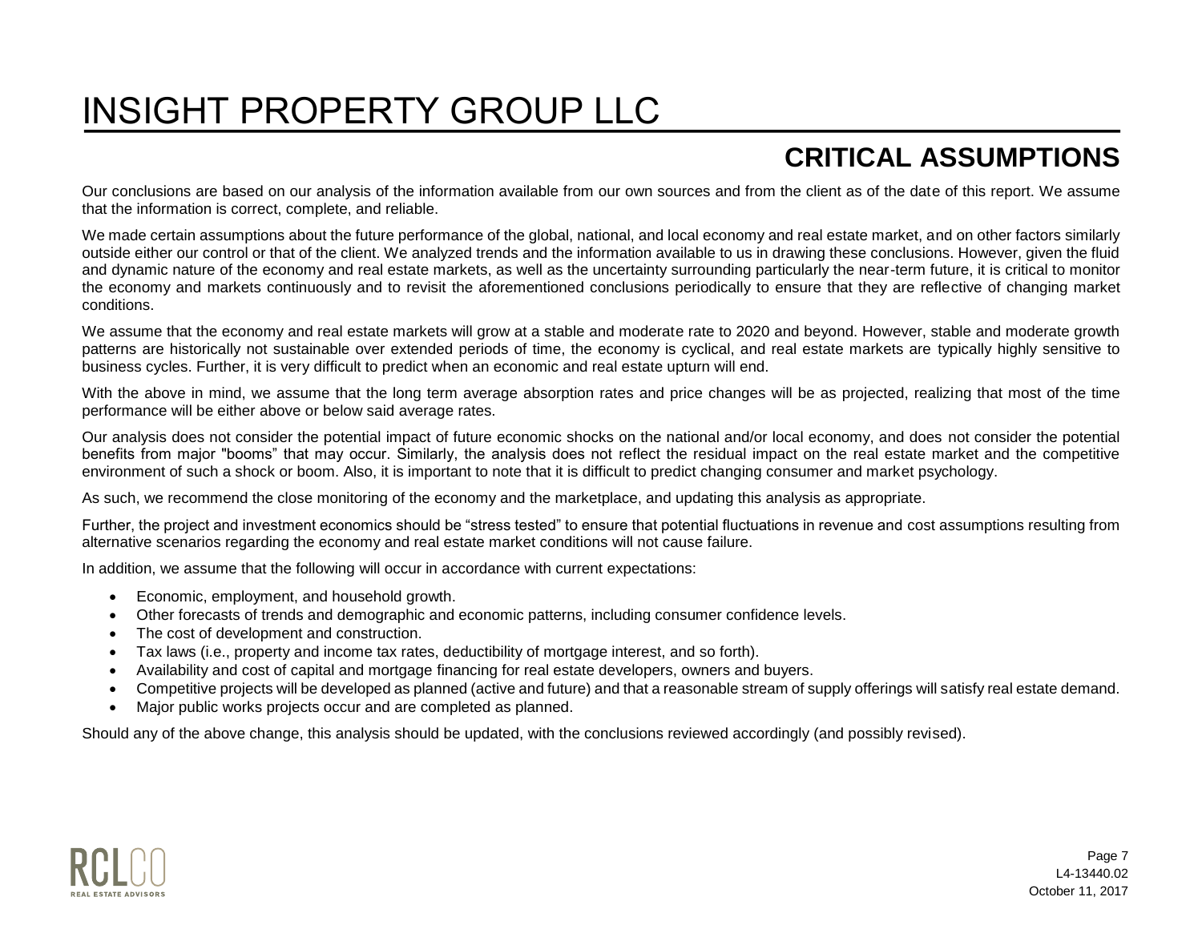# INSIGHT PROPERTY GROUP LLC

## CRITICAL ASSUMPTIONS

Our conclusions are based on our analysis of the information available from our own sources and from the client as of the date of this report. We assume that the information is correct, complete, and reliable.

We made certain assumptions about the future performance of the global, national, and local economy and real estate market, and on other factors similarly outside either our control or that of the client. We analyzed trends and the information available to us in drawing these conclusions. However, given the fluid and dynamic nature of the economy and real estate markets, as well as the uncertainty surrounding particularly the near-term future, it is critical to monitor the economy and markets continuously and to revisit the aforementioned conclusions periodically to ensure that they are reflective of changing market conditions.

We assume that the economy and real estate markets will grow at a stable and moderate rate to 2020 and beyond. However, stable and moderate growth patterns are historically not sustainable over extended periods of time, the economy is cyclical, and real estate markets are typically highly sensitive to business cycles. Further, it is very difficult to predict when an economic and real estate upturn will end.

With the above in mind, we assume that the long term average absorption rates and price changes will be as projected, realizing that most of the time performance will be either above or below said average rates.

Our analysis does not consider the potential impact of future economic shocks on the national and/or local economy, and does not consider the potential benefits from major "booms" that may occur. Similarly, the analysis does not reflect the residual impact on the real estate market and the competitive environment of such a shock or boom. Also, it is important to note that it is difficult to predict changing consumer and market psychology.

As such, we recommend the close monitoring of the economy and the marketplace, and updating this analysis as appropriate.

Further, the project and investment economics should be "stress tested" to ensure that potential fluctuations in revenue and cost assumptions resulting from alternative scenarios regarding the economy and real estate market conditions will not cause failure.

In addition, we assume that the following will occur in accordance with current expectations:

- Economic, employment, and household growth.
- Other forecasts of trends and demographic and economic patterns, including consumer confidence levels.
- The cost of development and construction.
- Tax laws (i.e., property and income tax rates, deductibility of mortgage interest, and so forth).
- Availability and cost of capital and mortgage financing for real estate developers, owners and buyers.
- Competitive projects will be developed as planned (active and future) and that a reasonable stream of supply offerings will satisfy real estate demand.
- Major public works projects occur and are completed as planned.

Should any of the above change, this analysis should be updated, with the conclusions reviewed accordingly (and possibly revised).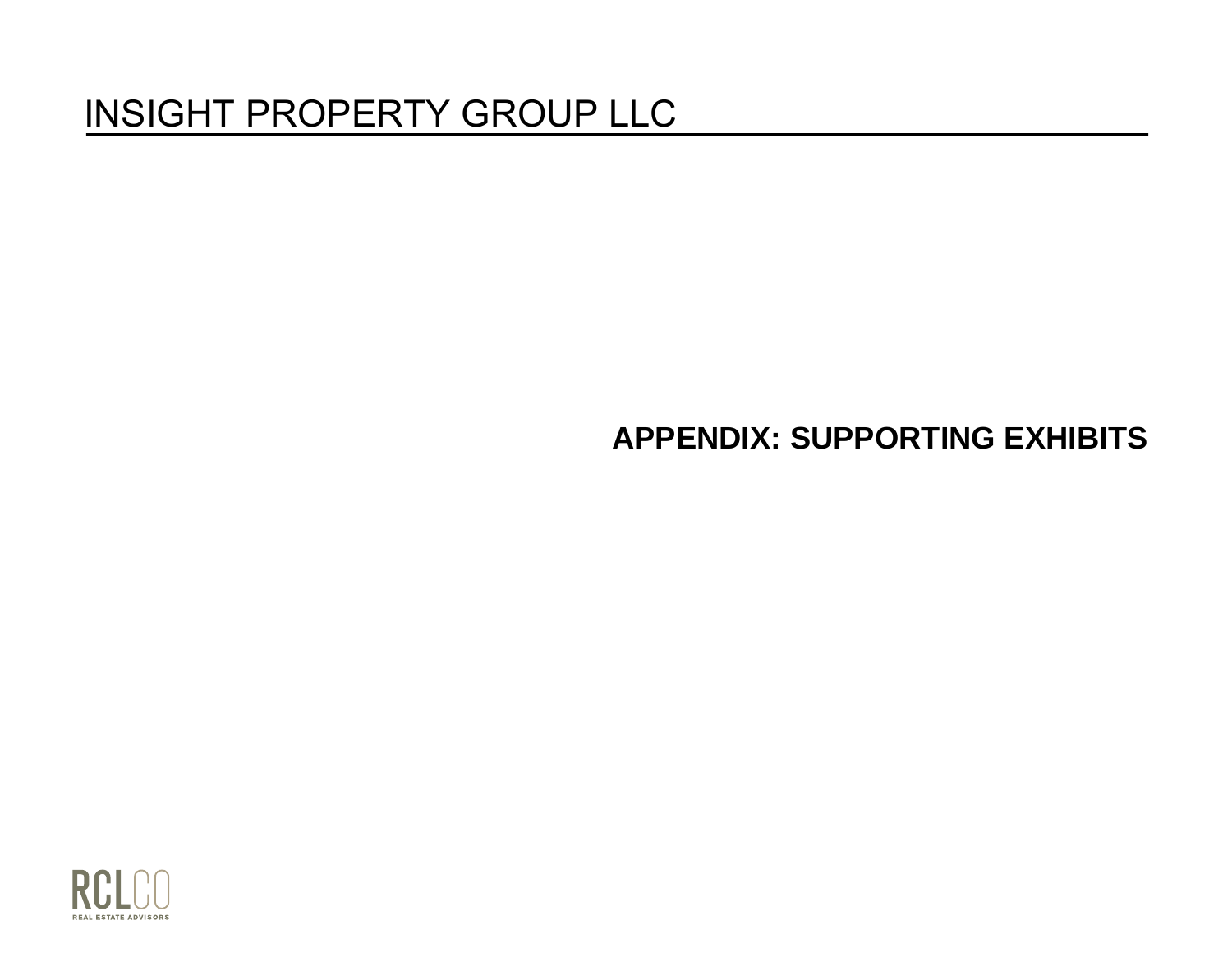# INSIGHT PROPERTY GROUP LLC

**APPENDIX: SUPPORTING EXHIBITS**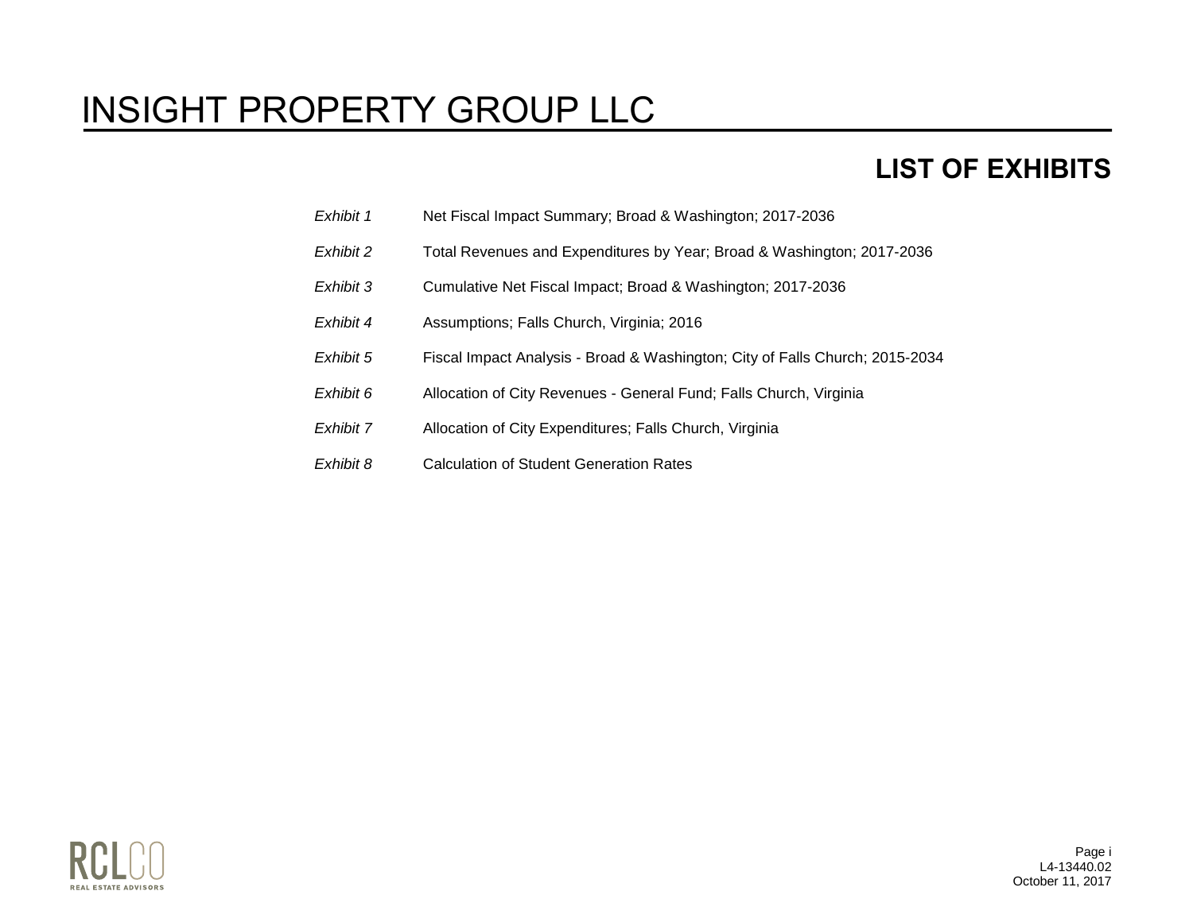# INSIGHT PROPERTY GROUP LLC

## LIST OF EXHIBITS

| | |
|---|---|
| *Exhibit 1* | Net Fiscal Impact Summary; Broad & Washington; 2017-2036 |
| *Exhibit 2* | Total Revenues and Expenditures by Year; Broad & Washington; 2017-2036 |
| *Exhibit 3* | Cumulative Net Fiscal Impact; Broad & Washington; 2017-2036 |
| *Exhibit 4* | Assumptions; Falls Church, Virginia; 2016 |
| *Exhibit 5* | Fiscal Impact Analysis - Broad & Washington; City of Falls Church; 2015-2034 |
| *Exhibit 6* | Allocation of City Revenues - General Fund; Falls Church, Virginia |
| *Exhibit 7* | Allocation of City Expenditures; Falls Church, Virginia |
| *Exhibit 8* | Calculation of Student Generation Rates |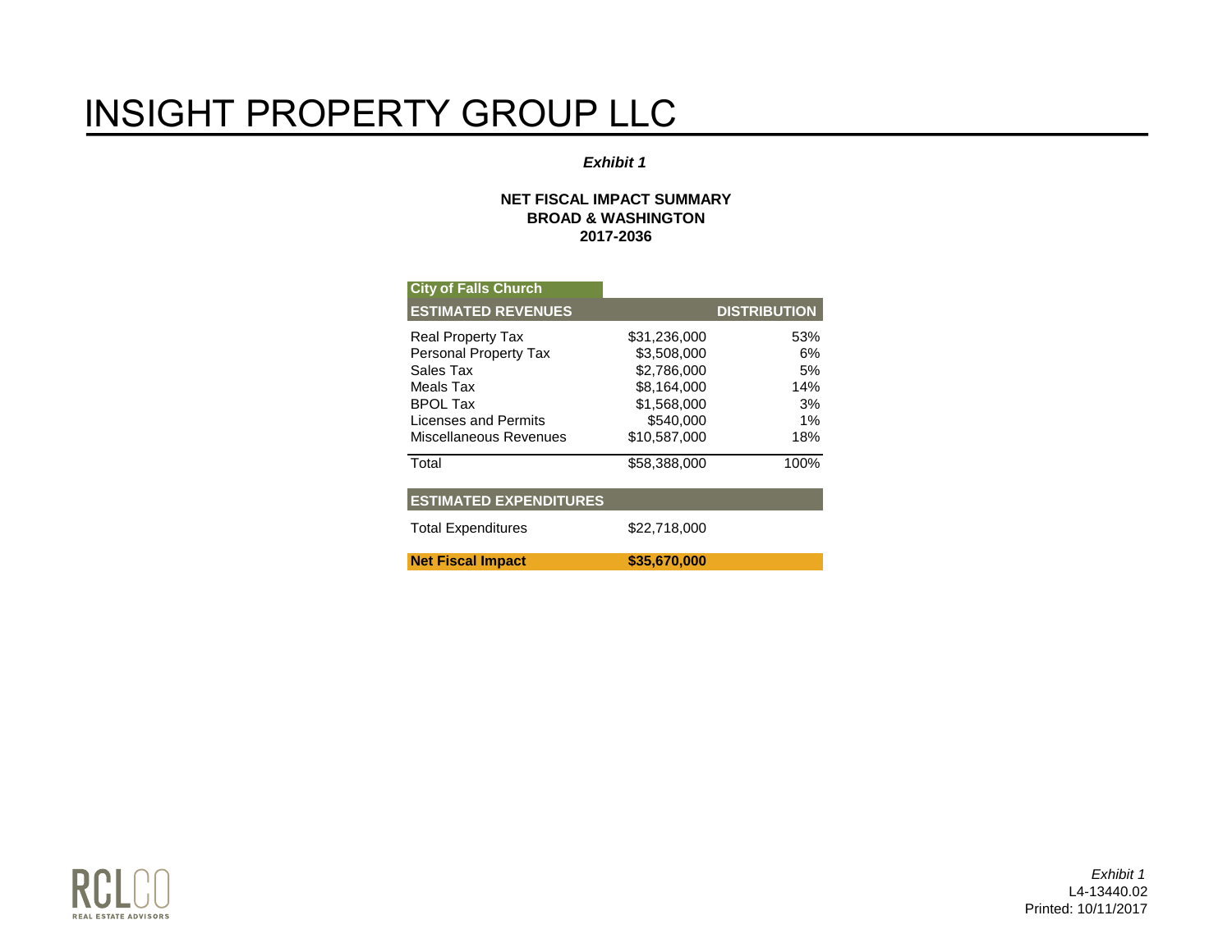# INSIGHT PROPERTY GROUP LLC

***Exhibit 1***

**NET FISCAL IMPACT SUMMARY**
**BROAD & WASHINGTON**
**2017-2036**

**City of Falls Church**

| ESTIMATED REVENUES | | DISTRIBUTION |
|---|---|---|
| Real Property Tax | $31,236,000 | 53% |
| Personal Property Tax | $3,508,000 | 6% |
| Sales Tax | $2,786,000 | 5% |
| Meals Tax | $8,164,000 | 14% |
| BPOL Tax | $1,568,000 | 3% |
| Licenses and Permits | $540,000 | 1% |
| Miscellaneous Revenues | $10,587,000 | 18% |
| Total | $58,388,000 | 100% |
| **ESTIMATED EXPENDITURES** | | |
| Total Expenditures | $22,718,000 | |
| **Net Fiscal Impact** | **$35,670,000** | |

*Exhibit 1*
L4-13440.02
Printed: 10/11/2017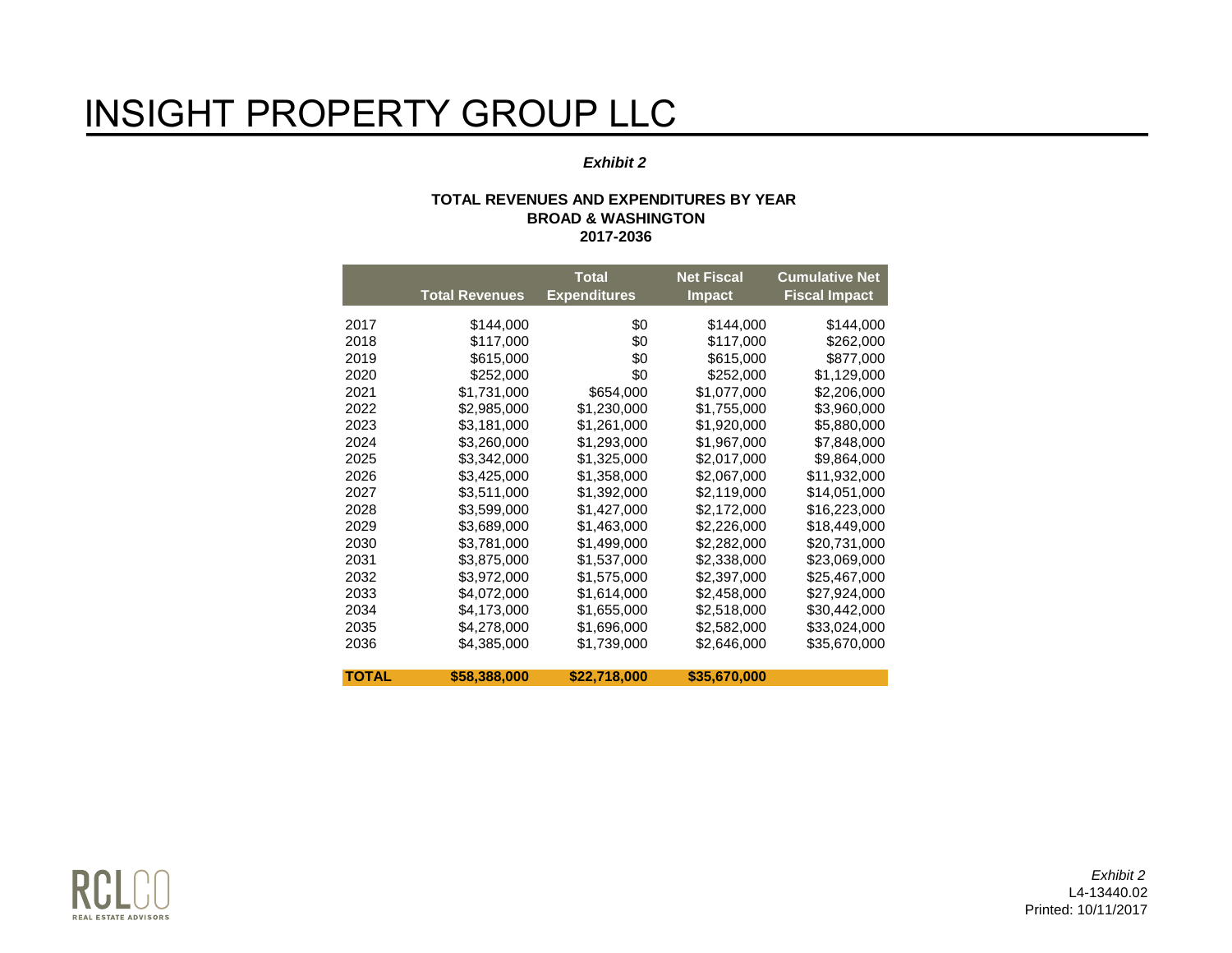# INSIGHT PROPERTY GROUP LLC

***Exhibit 2***

**TOTAL REVENUES AND EXPENDITURES BY YEAR**
**BROAD & WASHINGTON**
**2017-2036**

| | Total Revenues | Total Expenditures | Net Fiscal Impact | Cumulative Net Fiscal Impact |
|---|---|---|---|---|
| 2017 | $144,000 | $0 | $144,000 | $144,000 |
| 2018 | $117,000 | $0 | $117,000 | $262,000 |
| 2019 | $615,000 | $0 | $615,000 | $877,000 |
| 2020 | $252,000 | $0 | $252,000 | $1,129,000 |
| 2021 | $1,731,000 | $654,000 | $1,077,000 | $2,206,000 |
| 2022 | $2,985,000 | $1,230,000 | $1,755,000 | $3,960,000 |
| 2023 | $3,181,000 | $1,261,000 | $1,920,000 | $5,880,000 |
| 2024 | $3,260,000 | $1,293,000 | $1,967,000 | $7,848,000 |
| 2025 | $3,342,000 | $1,325,000 | $2,017,000 | $9,864,000 |
| 2026 | $3,425,000 | $1,358,000 | $2,067,000 | $11,932,000 |
| 2027 | $3,511,000 | $1,392,000 | $2,119,000 | $14,051,000 |
| 2028 | $3,599,000 | $1,427,000 | $2,172,000 | $16,223,000 |
| 2029 | $3,689,000 | $1,463,000 | $2,226,000 | $18,449,000 |
| 2030 | $3,781,000 | $1,499,000 | $2,282,000 | $20,731,000 |
| 2031 | $3,875,000 | $1,537,000 | $2,338,000 | $23,069,000 |
| 2032 | $3,972,000 | $1,575,000 | $2,397,000 | $25,467,000 |
| 2033 | $4,072,000 | $1,614,000 | $2,458,000 | $27,924,000 |
| 2034 | $4,173,000 | $1,655,000 | $2,518,000 | $30,442,000 |
| 2035 | $4,278,000 | $1,696,000 | $2,582,000 | $33,024,000 |
| 2036 | $4,385,000 | $1,739,000 | $2,646,000 | $35,670,000 |
| **TOTAL** | **$58,388,000** | **$22,718,000** | **$35,670,000** | |

RCLCO REAL ESTATE ADVISORS

*Exhibit 2*
L4-13440.02
Printed: 10/11/2017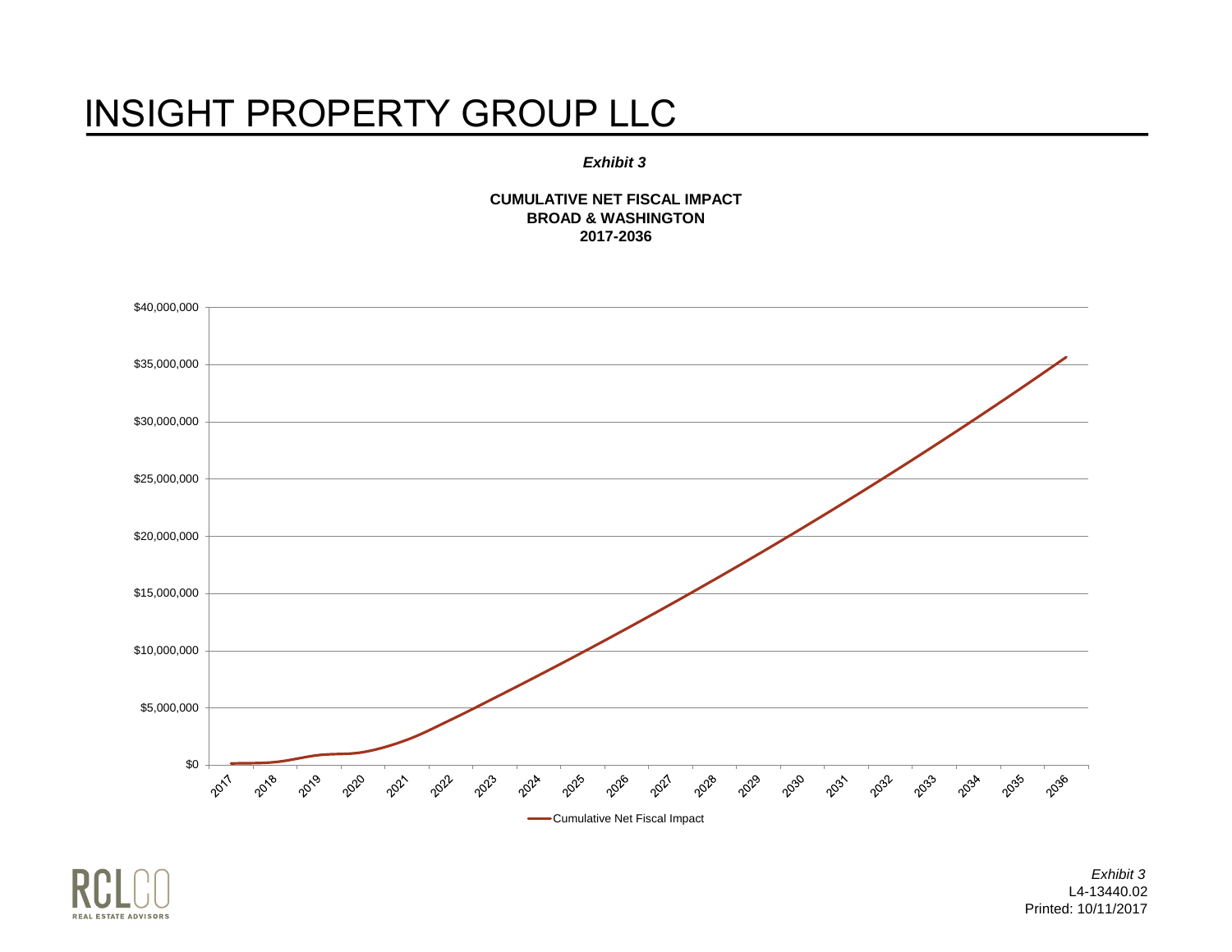# INSIGHT PROPERTY GROUP LLC

***Exhibit 3***

**CUMULATIVE NET FISCAL IMPACT**
**BROAD & WASHINGTON**
**2017-2036**

$40,000,000
$35,000,000
$30,000,000
$25,000,000
$20,000,000
$15,000,000
$10,000,000
$5,000,000
$0

2017 2018 2019 2020 2021 2022 2023 2024 2025 2026 2027 2028 2029 2030 2031 2032 2033 2034 2035 2036

Cumulative Net Fiscal Impact

RCLCO
REAL ESTATE ADVISORS

*Exhibit 3*
L4-13440.02
Printed: 10/11/2017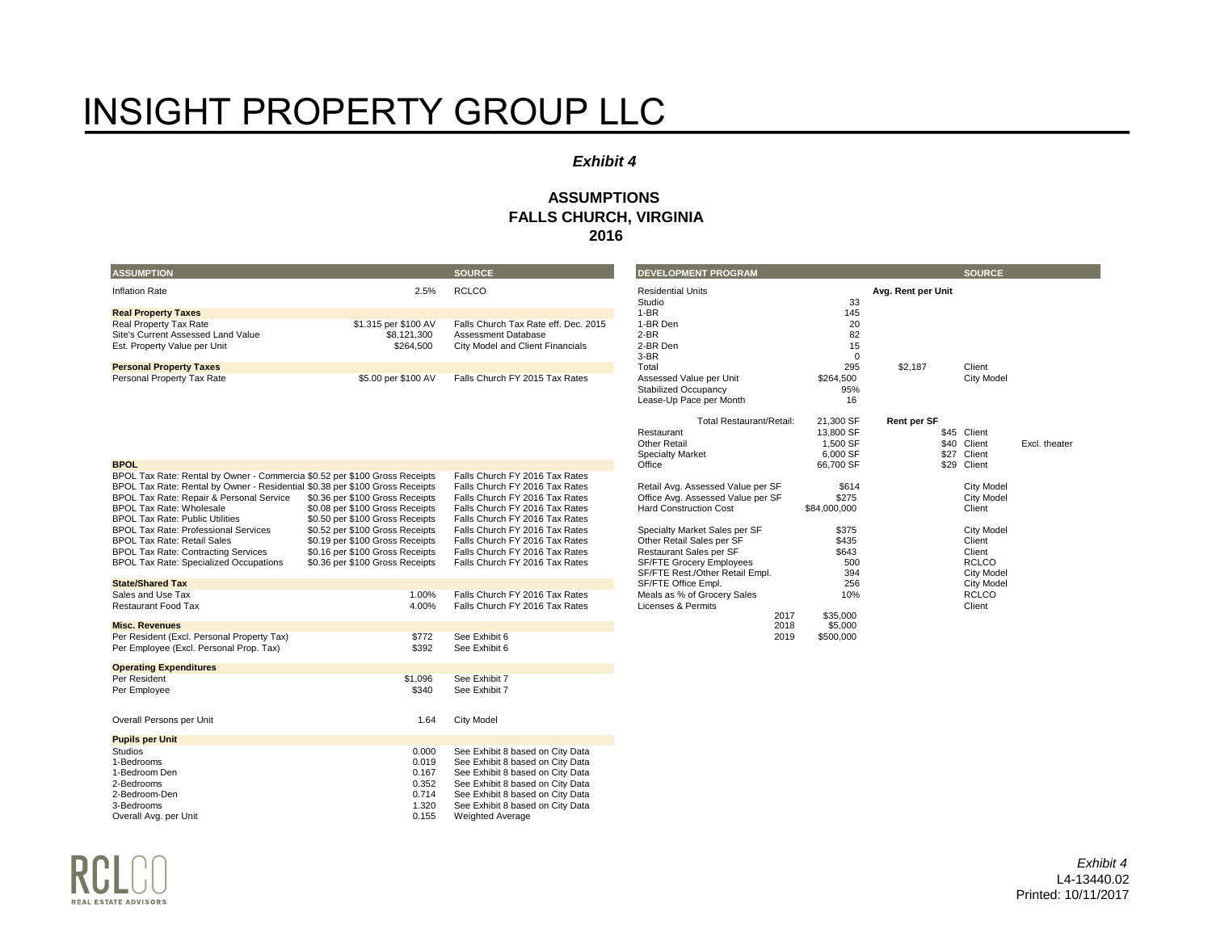# INSIGHT PROPERTY GROUP LLC

***Exhibit 4***

**ASSUMPTIONS**
**FALLS CHURCH, VIRGINIA**
**2016**

| ASSUMPTION | | SOURCE |
|---|---|---|
| Inflation Rate | 2.5% | RCLCO |
| **Real Property Taxes** | | |
| Real Property Tax Rate | $1.315 per $100 AV | Falls Church Tax Rate eff. Dec. 2015 |
| Site's Current Assessed Land Value | $8,121,300 | Assessment Database |
| Est. Property Value per Unit | $264,500 | City Model and Client Financials |
| **Personal Property Taxes** | | |
| Personal Property Tax Rate | $5.00 per $100 AV | Falls Church FY 2015 Tax Rates |
| **BPOL** | | |
| BPOL Tax Rate: Rental by Owner - Commercia | $0.52 per $100 Gross Receipts | Falls Church FY 2016 Tax Rates |
| BPOL Tax Rate: Rental by Owner - Residential | $0.38 per $100 Gross Receipts | Falls Church FY 2016 Tax Rates |
| BPOL Tax Rate: Repair & Personal Service | $0.36 per $100 Gross Receipts | Falls Church FY 2016 Tax Rates |
| BPOL Tax Rate: Wholesale | $0.08 per $100 Gross Receipts | Falls Church FY 2016 Tax Rates |
| BPOL Tax Rate: Public Utilities | $0.50 per $100 Gross Receipts | Falls Church FY 2016 Tax Rates |
| BPOL Tax Rate: Professional Services | $0.52 per $100 Gross Receipts | Falls Church FY 2016 Tax Rates |
| BPOL Tax Rate: Retail Sales | $0.19 per $100 Gross Receipts | Falls Church FY 2016 Tax Rates |
| BPOL Tax Rate: Contracting Services | $0.16 per $100 Gross Receipts | Falls Church FY 2016 Tax Rates |
| BPOL Tax Rate: Specialized Occupations | $0.36 per $100 Gross Receipts | Falls Church FY 2016 Tax Rates |
| **State/Shared Tax** | | |
| Sales and Use Tax | 1.00% | Falls Church FY 2016 Tax Rates |
| Restaurant Food Tax | 4.00% | Falls Church FY 2016 Tax Rates |
| **Misc. Revenues** | | |
| Per Resident (Excl. Personal Property Tax) | $772 | See Exhibit 6 |
| Per Employee (Excl. Personal Prop. Tax) | $392 | See Exhibit 6 |
| **Operating Expenditures** | | |
| Per Resident | $1,096 | See Exhibit 7 |
| Per Employee | $340 | See Exhibit 7 |
| Overall Persons per Unit | 1.64 | City Model |
| **Pupils per Unit** | | |
| Studios | 0.000 | See Exhibit 8 based on City Data |
| 1-Bedrooms | 0.019 | See Exhibit 8 based on City Data |
| 1-Bedroom Den | 0.167 | See Exhibit 8 based on City Data |
| 2-Bedrooms | 0.352 | See Exhibit 8 based on City Data |
| 2-Bedroom-Den | 0.714 | See Exhibit 8 based on City Data |
| 3-Bedrooms | 1.320 | See Exhibit 8 based on City Data |
| Overall Avg. per Unit | 0.155 | Weighted Average |

| DEVELOPMENT PROGRAM | | | SOURCE | |
|---|---|---|---|---|
| Residential Units | | **Avg. Rent per Unit** | | |
| Studio | 33 | | | |
| 1-BR | 145 | | | |
| 1-BR Den | 20 | | | |
| 2-BR | 82 | | | |
| 2-BR Den | 15 | | | |
| 3-BR | 0 | | | |
| Total | 295 | $2,187 | Client | |
| Assessed Value per Unit | $264,500 | | City Model | |
| Stabilized Occupancy | 95% | | | |
| Lease-Up Pace per Month | 16 | | | |
| Total Restaurant/Retail: | 21,300 SF | **Rent per SF** | | |
| Restaurant | 13,800 SF | $45 | Client | |
| Other Retail | 1,500 SF | $40 | Client | Excl. theater |
| Specialty Market | 6,000 SF | $27 | Client | |
| Office | 66,700 SF | $29 | Client | |
| Retail Avg. Assessed Value per SF | $614 | | City Model | |
| Office Avg. Assessed Value per SF | $275 | | City Model | |
| Hard Construction Cost | $84,000,000 | | Client | |
| Specialty Market Sales per SF | $375 | | City Model | |
| Other Retail Sales per SF | $435 | | Client | |
| Restaurant Sales per SF | $643 | | Client | |
| SF/FTE Grocery Employees | 500 | | RCLCO | |
| SF/FTE Rest./Other Retail Empl. | 394 | | City Model | |
| SF/FTE Office Empl. | 256 | | City Model | |
| Meals as % of Grocery Sales | 10% | | RCLCO | |
| Licenses & Permits | | | Client | |
| 2017 | $35,000 | | | |
| 2018 | $5,000 | | | |
| 2019 | $500,000 | | | |

*Exhibit 4*
L4-13440.02
Printed: 10/11/2017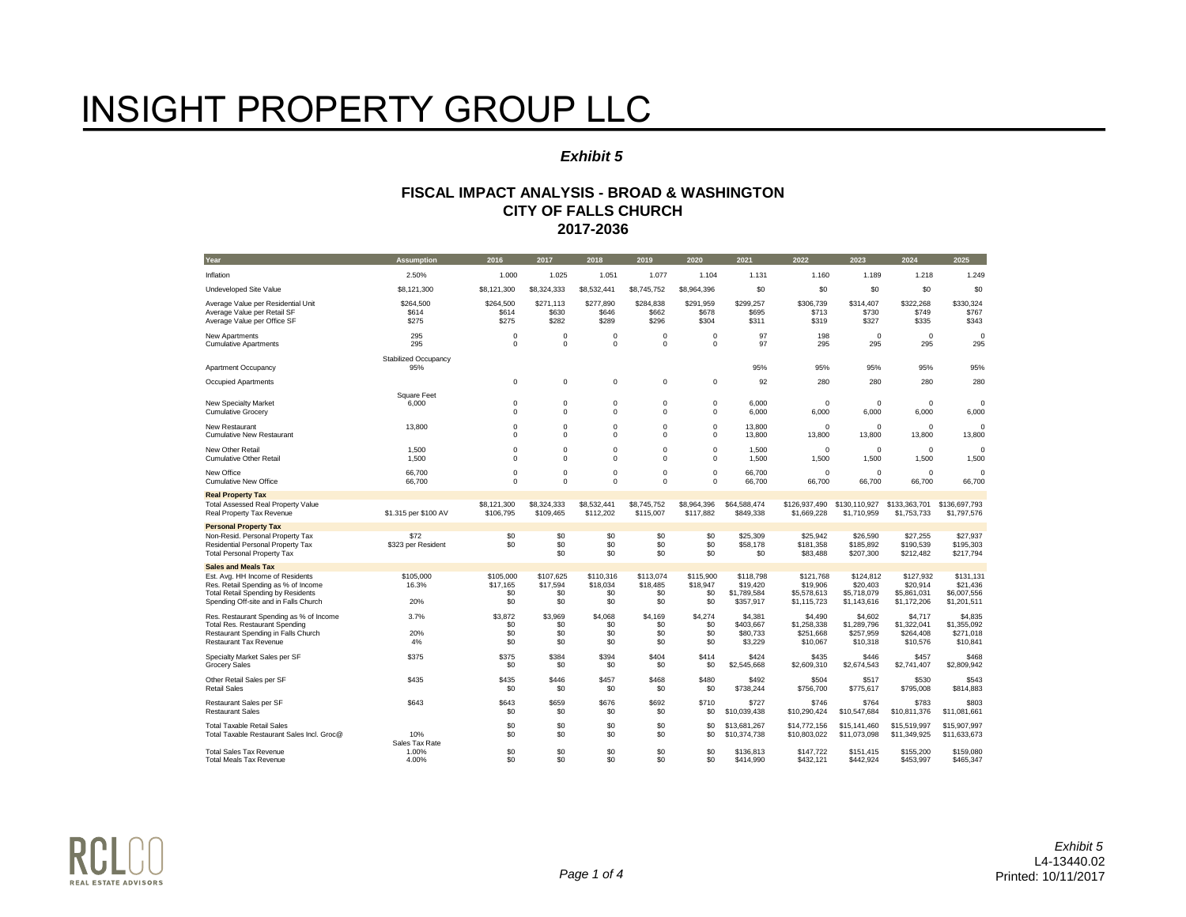# INSIGHT PROPERTY GROUP LLC

***Exhibit 5***

### FISCAL IMPACT ANALYSIS - BROAD & WASHINGTON
### CITY OF FALLS CHURCH
### 2017-2036

| Year | Assumption | 2016 | 2017 | 2018 | 2019 | 2020 | 2021 | 2022 | 2023 | 2024 | 2025 |
|---|---|---|---|---|---|---|---|---|---|---|---|
| Inflation | 2.50% | 1.000 | 1.025 | 1.051 | 1.077 | 1.104 | 1.131 | 1.160 | 1.189 | 1.218 | 1.249 |
| Undeveloped Site Value | $8,121,300 | $8,121,300 | $8,324,333 | $8,532,441 | $8,745,752 | $8,964,396 | $0 | $0 | $0 | $0 | $0 |
| Average Value per Residential Unit | $264,500 | $264,500 | $271,113 | $277,890 | $284,838 | $291,959 | $299,257 | $306,739 | $314,407 | $322,268 | $330,324 |
| Average Value per Retail SF | $614 | $614 | $630 | $646 | $662 | $678 | $695 | $713 | $730 | $749 | $767 |
| Average Value per Office SF | $275 | $275 | $282 | $289 | $296 | $304 | $311 | $319 | $327 | $335 | $343 |
| New Apartments | 295 | 0 | 0 | 0 | 0 | 0 | 97 | 198 | 0 | 0 | 0 |
| Cumulative Apartments | 295 | 0 | 0 | 0 | 0 | 0 | 97 | 295 | 295 | 295 | 295 |
| | Stabilized Occupancy | | | | | | | | | | |
| Apartment Occupancy | 95% | | | | | | 95% | 95% | 95% | 95% | 95% |
| Occupied Apartments | | 0 | 0 | 0 | 0 | 0 | 92 | 280 | 280 | 280 | 280 |
| | Square Feet | | | | | | | | | | |
| New Specialty Market | 6,000 | 0 | 0 | 0 | 0 | 0 | 6,000 | 0 | 0 | 0 | 0 |
| Cumulative Grocery | | 0 | 0 | 0 | 0 | 0 | 6,000 | 6,000 | 6,000 | 6,000 | 6,000 |
| New Restaurant | 13,800 | 0 | 0 | 0 | 0 | 0 | 13,800 | 0 | 0 | 0 | 0 |
| Cumulative New Restaurant | | 0 | 0 | 0 | 0 | 0 | 13,800 | 13,800 | 13,800 | 13,800 | 13,800 |
| New Other Retail | 1,500 | 0 | 0 | 0 | 0 | 0 | 1,500 | 0 | 0 | 0 | 0 |
| Cumulative Other Retail | 1,500 | 0 | 0 | 0 | 0 | 0 | 1,500 | 1,500 | 1,500 | 1,500 | 1,500 |
| New Office | 66,700 | 0 | 0 | 0 | 0 | 0 | 66,700 | 0 | 0 | 0 | 0 |
| Cumulative New Office | 66,700 | 0 | 0 | 0 | 0 | 0 | 66,700 | 66,700 | 66,700 | 66,700 | 66,700 |
| **Real Property Tax** | | | | | | | | | | | |
| Total Assessed Real Property Value | | $8,121,300 | $8,324,333 | $8,532,441 | $8,745,752 | $8,964,396 | $64,588,474 | $126,937,490 | $130,110,927 | $133,363,701 | $136,697,793 |
| Real Property Tax Revenue | $1.315 per $100 AV | $106,795 | $109,465 | $112,202 | $115,007 | $117,882 | $849,338 | $1,669,228 | $1,710,959 | $1,753,733 | $1,797,576 |
| **Personal Property Tax** | | | | | | | | | | | |
| Non-Resid. Personal Property Tax | $72 | $0 | $0 | $0 | $0 | $0 | $25,309 | $25,942 | $26,590 | $27,255 | $27,937 |
| Residential Personal Property Tax | $323 per Resident | $0 | $0 | $0 | $0 | $0 | $58,178 | $181,358 | $185,892 | $190,539 | $195,303 |
| Total Personal Property Tax | | | $0 | $0 | $0 | $0 | $83,488 | $207,300 | $212,482 | $217,794 | |
| **Sales and Meals Tax** | | | | | | | | | | | |
| Est. Avg. HH Income of Residents | $105,000 | $105,000 | $107,625 | $110,316 | $113,074 | $115,900 | $118,798 | $121,768 | $124,812 | $127,932 | $131,131 |
| Res. Retail Spending as % of Income | 16.3% | $17,165 | $17,594 | $18,034 | $18,485 | $18,947 | $19,420 | $19,906 | $20,403 | $20,914 | $21,436 |
| Total Retail Spending by Residents | | $0 | $0 | $0 | $0 | $0 | $1,789,584 | $5,578,613 | $5,718,079 | $5,861,031 | $6,007,556 |
| Spending Off-site and in Falls Church | 20% | $0 | $0 | $0 | $0 | $0 | $357,917 | $1,115,723 | $1,143,616 | $1,172,206 | $1,201,511 |
| Res. Restaurant Spending as % of Income | 3.7% | $3,872 | $3,969 | $4,068 | $4,169 | $4,274 | $4,381 | $4,490 | $4,602 | $4,717 | $4,835 |
| Total Res. Restaurant Spending | | $0 | $0 | $0 | $0 | $0 | $403,667 | $1,258,338 | $1,289,796 | $1,322,041 | $1,355,092 |
| Restaurant Spending in Falls Church | 20% | $0 | $0 | $0 | $0 | $0 | $80,733 | $251,668 | $257,959 | $264,408 | $271,018 |
| Restaurant Tax Revenue | 4% | $0 | $0 | $0 | $0 | $0 | $3,229 | $10,067 | $10,318 | $10,576 | $10,841 |
| Specialty Market Sales per SF | $375 | $375 | $384 | $394 | $404 | $414 | $424 | $435 | $446 | $457 | $468 |
| Grocery Sales | | $0 | $0 | $0 | $0 | $0 | $2,545,668 | $2,609,310 | $2,674,543 | $2,741,407 | $2,809,942 |
| Other Retail Sales per SF | $435 | $435 | $446 | $457 | $468 | $480 | $492 | $504 | $517 | $530 | $543 |
| Retail Sales | | $0 | $0 | $0 | $0 | $0 | $738,244 | $756,700 | $775,617 | $795,008 | $814,883 |
| Restaurant Sales per SF | $643 | $643 | $659 | $676 | $692 | $710 | $727 | $746 | $764 | $783 | $803 |
| Restaurant Sales | | $0 | $0 | $0 | $0 | $0 | $10,039,438 | $10,290,424 | $10,547,684 | $10,811,376 | $11,081,661 |
| Total Taxable Retail Sales | | $0 | $0 | $0 | $0 | $0 | $13,681,267 | $14,772,156 | $15,141,460 | $15,519,997 | $15,907,997 |
| Total Taxable Restaurant Sales Incl. Groc@ | 10% | $0 | $0 | $0 | $0 | $0 | $10,374,738 | $10,803,022 | $11,073,098 | $11,349,925 | $11,633,673 |
| | Sales Tax Rate | | | | | | | | | | |
| Total Sales Tax Revenue | 1.00% | $0 | $0 | $0 | $0 | $0 | $136,813 | $147,722 | $151,415 | $155,200 | $159,080 |
| Total Meals Tax Revenue | 4.00% | $0 | $0 | $0 | $0 | $0 | $414,990 | $432,121 | $442,924 | $453,997 | $465,347 |

RCLCO REAL ESTATE ADVISORS

*Exhibit 5*
L4-13440.02
Printed: 10/11/2017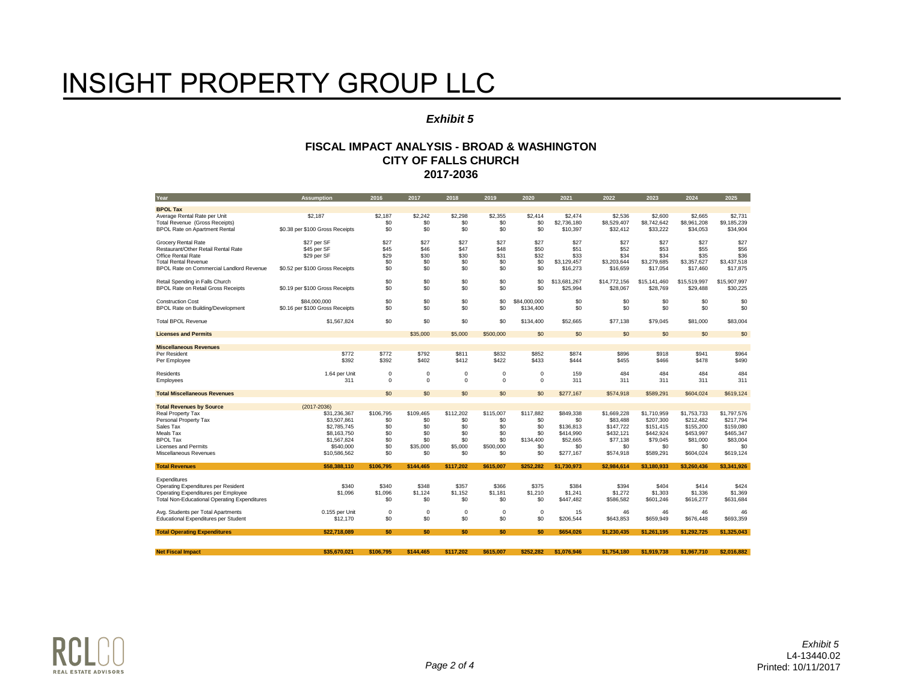# INSIGHT PROPERTY GROUP LLC

*Exhibit 5*

## FISCAL IMPACT ANALYSIS - BROAD & WASHINGTON
## CITY OF FALLS CHURCH
## 2017-2036

| Year | Assumption | 2016 | 2017 | 2018 | 2019 | 2020 | 2021 | 2022 | 2023 | 2024 | 2025 |
|---|---|---|---|---|---|---|---|---|---|---|---|
| **BPOL Tax** | | | | | | | | | | | |
| Average Rental Rate per Unit | $2,187 | $2,187 | $2,242 | $2,298 | $2,355 | $2,414 | $2,474 | $2,536 | $2,600 | $2,665 | $2,731 |
| Total Revenue (Gross Receipts) | | $0 | $0 | $0 | $0 | $0 | $2,736,180 | $8,529,407 | $8,742,642 | $8,961,208 | $9,185,239 |
| BPOL Rate on Apartment Rental | $0.38 per $100 Gross Receipts | $0 | $0 | $0 | $0 | $0 | $10,397 | $32,412 | $33,222 | $34,053 | $34,904 |
| Grocery Rental Rate | $27 per SF | $27 | $27 | $27 | $27 | $27 | $27 | $27 | $27 | $27 | $27 |
| Restaurant/Other Retail Rental Rate | $45 per SF | $45 | $46 | $47 | $48 | $50 | $51 | $52 | $53 | $55 | $56 |
| Office Rental Rate | $29 per SF | $29 | $30 | $30 | $31 | $32 | $33 | $34 | $34 | $35 | $36 |
| Total Rental Revenue | | $0 | $0 | $0 | $0 | $0 | $3,129,457 | $3,203,644 | $3,279,685 | $3,357,627 | $3,437,518 |
| BPOL Rate on Commercial Landlord Revenue | $0.52 per $100 Gross Receipts | $0 | $0 | $0 | $0 | $0 | $16,273 | $16,659 | $17,054 | $17,460 | $17,875 |
| Retail Spending in Falls Church | | $0 | $0 | $0 | $0 | $0 | $13,681,267 | $14,772,156 | $15,141,460 | $15,519,997 | $15,907,997 |
| BPOL Rate on Retail Gross Receipts | $0.19 per $100 Gross Receipts | $0 | $0 | $0 | $0 | $0 | $25,994 | $28,067 | $28,769 | $29,488 | $30,225 |
| Construction Cost | $84,000,000 | $0 | $0 | $0 | $0 | $84,000,000 | $0 | $0 | $0 | $0 | $0 |
| BPOL Rate on Building/Development | $0.16 per $100 Gross Receipts | $0 | $0 | $0 | $0 | $134,400 | $0 | $0 | $0 | $0 | $0 |
| Total BPOL Revenue | $1,567,824 | $0 | $0 | $0 | $0 | $134,400 | $52,665 | $77,138 | $79,045 | $81,000 | $83,004 |
| **Licenses and Permits** | | | $35,000 | $5,000 | $500,000 | $0 | $0 | $0 | $0 | $0 | $0 |
| **Miscellaneous Revenues** | | | | | | | | | | | |
| Per Resident | $772 | $772 | $792 | $811 | $832 | $852 | $874 | $896 | $918 | $941 | $964 |
| Per Employee | $392 | $392 | $402 | $412 | $422 | $433 | $444 | $455 | $466 | $478 | $490 |
| Residents | 1.64 per Unit | 0 | 0 | 0 | 0 | 0 | 159 | 484 | 484 | 484 | 484 |
| Employees | 311 | 0 | 0 | 0 | 0 | 0 | 311 | 311 | 311 | 311 | 311 |
| **Total Miscellaneous Revenues** | | $0 | $0 | $0 | $0 | $0 | $277,167 | $574,918 | $589,291 | $604,024 | $619,124 |
| **Total Revenues by Source** | (2017-2036) | | | | | | | | | | |
| Real Property Tax | $31,236,367 | $106,795 | $109,465 | $112,202 | $115,007 | $117,882 | $849,338 | $1,669,228 | $1,710,959 | $1,753,733 | $1,797,576 |
| Personal Property Tax | $3,507,861 | $0 | $0 | $0 | $0 | $0 | $0 | $83,488 | $207,300 | $212,482 | $217,794 |
| Sales Tax | $2,785,745 | $0 | $0 | $0 | $0 | $0 | $136,813 | $147,722 | $151,415 | $155,200 | $159,080 |
| Meals Tax | $8,163,750 | $0 | $0 | $0 | $0 | $0 | $414,990 | $432,121 | $442,924 | $453,997 | $465,347 |
| BPOL Tax | $1,567,824 | $0 | $0 | $0 | $0 | $134,400 | $52,665 | $77,138 | $79,045 | $81,000 | $83,004 |
| Licenses and Permits | $540,000 | $0 | $35,000 | $5,000 | $500,000 | $0 | $0 | $0 | $0 | $0 | $0 |
| Miscellaneous Revenues | $10,586,562 | $0 | $0 | $0 | $0 | $0 | $277,167 | $574,918 | $589,291 | $604,024 | $619,124 |
| **Total Revenues** | **$58,388,110** | **$106,795** | **$144,465** | **$117,202** | **$615,007** | **$252,282** | **$1,730,973** | **$2,984,614** | **$3,180,933** | **$3,260,436** | **$3,341,926** |
| Expenditures | | | | | | | | | | | |
| Operating Expenditures per Resident | $340 | $340 | $348 | $357 | $366 | $375 | $384 | $394 | $404 | $414 | $424 |
| Operating Expenditures per Employee | $1,096 | $1,096 | $1,124 | $1,152 | $1,181 | $1,210 | $1,241 | $1,272 | $1,303 | $1,336 | $1,369 |
| Total Non-Educational Operating Expenditures | | $0 | $0 | $0 | $0 | $0 | $447,482 | $586,582 | $601,246 | $616,277 | $631,684 |
| Avg. Students per Total Apartments | 0.155 per Unit | 0 | 0 | 0 | 0 | 0 | 15 | 46 | 46 | 46 | 46 |
| Educational Expenditures per Student | $12,170 | $0 | $0 | $0 | $0 | $0 | $206,544 | $643,853 | $659,949 | $676,448 | $693,359 |
| **Total Operating Expenditures** | **$22,718,089** | **$0** | **$0** | **$0** | **$0** | **$0** | **$654,026** | **$1,230,435** | **$1,261,195** | **$1,292,725** | **$1,325,043** |
| **Net Fiscal Impact** | **$35,670,021** | **$106,795** | **$144,465** | **$117,202** | **$615,007** | **$252,282** | **$1,076,946** | **$1,754,180** | **$1,919,738** | **$1,967,710** | **$2,016,882** |

*Exhibit 5*
L4-13440.02
Printed: 10/11/2017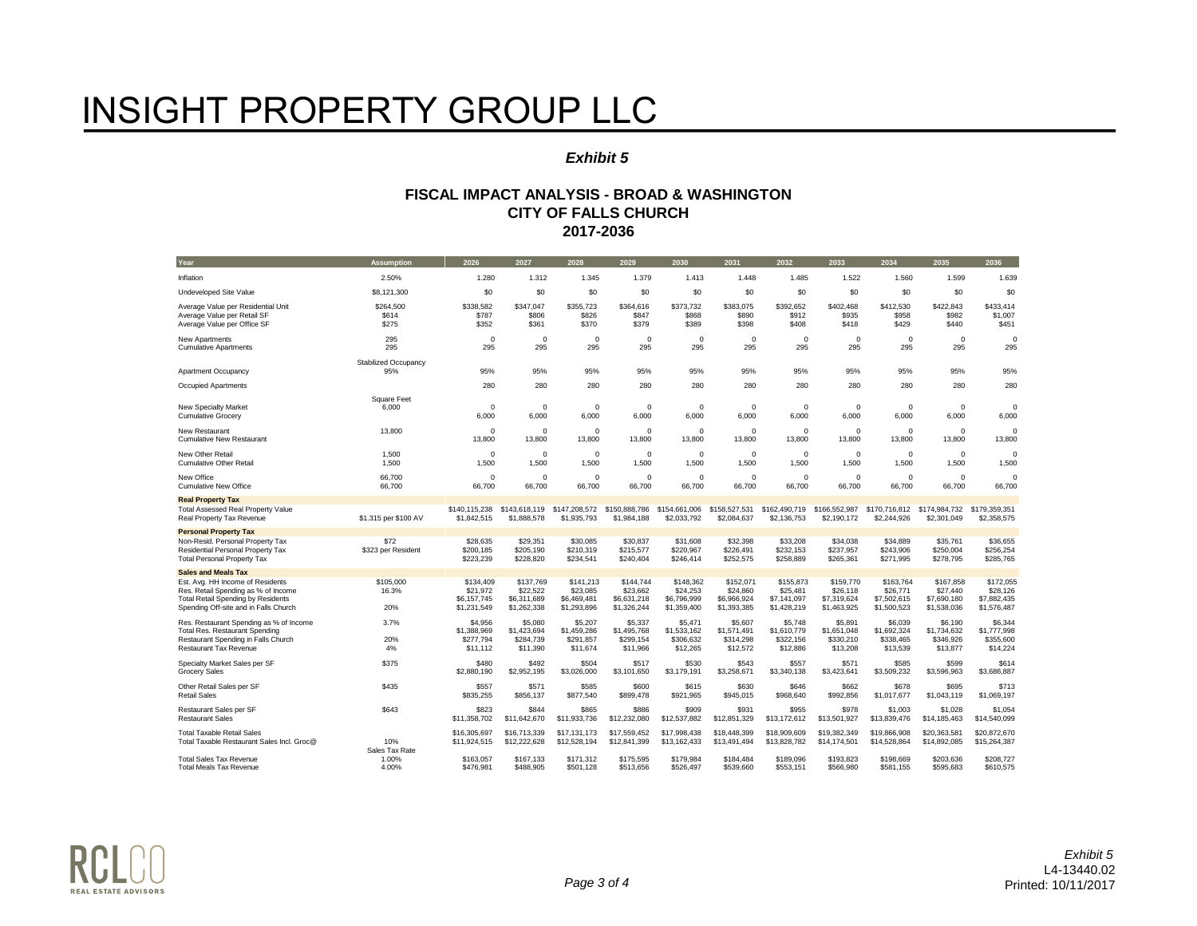# INSIGHT PROPERTY GROUP LLC

***Exhibit 5***

**FISCAL IMPACT ANALYSIS - BROAD & WASHINGTON**
**CITY OF FALLS CHURCH**
**2017-2036**

| Year | Assumption | 2026 | 2027 | 2028 | 2029 | 2030 | 2031 | 2032 | 2033 | 2034 | 2035 | 2036 |
|---|---|---|---|---|---|---|---|---|---|---|---|---|
| Inflation | 2.50% | 1.280 | 1.312 | 1.345 | 1.379 | 1.413 | 1.448 | 1.485 | 1.522 | 1.560 | 1.599 | 1.639 |
| Undeveloped Site Value | $8,121,300 | $0 | $0 | $0 | $0 | $0 | $0 | $0 | $0 | $0 | $0 | $0 |
| Average Value per Residential Unit | $264,500 | $338,582 | $347,047 | $355,723 | $364,616 | $373,732 | $383,075 | $392,652 | $402,468 | $412,530 | $422,843 | $433,414 |
| Average Value per Retail SF | $614 | $787 | $806 | $826 | $847 | $868 | $890 | $912 | $935 | $958 | $982 | $1,007 |
| Average Value per Office SF | $275 | $352 | $361 | $370 | $379 | $389 | $398 | $408 | $418 | $429 | $440 | $451 |
| New Apartments | 295 | 0 | 0 | 0 | 0 | 0 | 0 | 0 | 0 | 0 | 0 | 0 |
| Cumulative Apartments | 295 | 295 | 295 | 295 | 295 | 295 | 295 | 295 | 295 | 295 | 295 | 295 |
| | Stabilized Occupancy | | | | | | | | | | | |
| Apartment Occupancy | 95% | 95% | 95% | 95% | 95% | 95% | 95% | 95% | 95% | 95% | 95% | 95% |
| Occupied Apartments | | 280 | 280 | 280 | 280 | 280 | 280 | 280 | 280 | 280 | 280 | 280 |
| | Square Feet | | | | | | | | | | | |
| New Specialty Market | 6,000 | 0 | 0 | 0 | 0 | 0 | 0 | 0 | 0 | 0 | 0 | 0 |
| Cumulative Grocery | | 6,000 | 6,000 | 6,000 | 6,000 | 6,000 | 6,000 | 6,000 | 6,000 | 6,000 | 6,000 | 6,000 |
| New Restaurant | 13,800 | 0 | 0 | 0 | 0 | 0 | 0 | 0 | 0 | 0 | 0 | 0 |
| Cumulative New Restaurant | | 13,800 | 13,800 | 13,800 | 13,800 | 13,800 | 13,800 | 13,800 | 13,800 | 13,800 | 13,800 | 13,800 |
| New Other Retail | 1,500 | 0 | 0 | 0 | 0 | 0 | 0 | 0 | 0 | 0 | 0 | 0 |
| Cumulative Other Retail | 1,500 | 1,500 | 1,500 | 1,500 | 1,500 | 1,500 | 1,500 | 1,500 | 1,500 | 1,500 | 1,500 | 1,500 |
| New Office | 66,700 | 0 | 0 | 0 | 0 | 0 | 0 | 0 | 0 | 0 | 0 | 0 |
| Cumulative New Office | 66,700 | 66,700 | 66,700 | 66,700 | 66,700 | 66,700 | 66,700 | 66,700 | 66,700 | 66,700 | 66,700 | 66,700 |
| **Real Property Tax** | | | | | | | | | | | | |
| Total Assessed Real Property Value | | $140,115,238 | $143,618,119 | $147,208,572 | $150,888,786 | $154,661,006 | $158,527,531 | $162,490,719 | $166,552,987 | $170,716,812 | $174,984,732 | $179,359,351 |
| Real Property Tax Revenue | $1.315 per $100 AV | $1,842,515 | $1,888,578 | $1,935,793 | $1,984,188 | $2,033,792 | $2,084,637 | $2,136,753 | $2,190,172 | $2,244,926 | $2,301,049 | $2,358,575 |
| **Personal Property Tax** | | | | | | | | | | | | |
| Non-Resid. Personal Property Tax | $72 | $28,635 | $29,351 | $30,085 | $30,837 | $31,608 | $32,398 | $33,208 | $34,038 | $34,889 | $35,761 | $36,655 |
| Residential Personal Property Tax | $323 per Resident | $200,185 | $205,190 | $210,319 | $215,577 | $220,967 | $226,491 | $232,153 | $237,957 | $243,906 | $250,004 | $256,254 |
| Total Personal Property Tax | | $223,239 | $228,820 | $234,541 | $240,404 | $246,414 | $252,575 | $258,889 | $265,361 | $271,995 | $278,795 | $285,765 |
| **Sales and Meals Tax** | | | | | | | | | | | | |
| Est. Avg. HH Income of Residents | $105,000 | $134,409 | $137,769 | $141,213 | $144,744 | $148,362 | $152,071 | $155,873 | $159,770 | $163,764 | $167,858 | $172,055 |
| Res. Retail Spending as % of Income | 16.3% | $21,972 | $22,522 | $23,085 | $23,662 | $24,253 | $24,860 | $25,481 | $26,118 | $26,771 | $27,440 | $28,126 |
| Total Retail Spending by Residents | | $6,157,745 | $6,311,689 | $6,469,481 | $6,631,218 | $6,796,999 | $6,966,924 | $7,141,097 | $7,319,624 | $7,502,615 | $7,690,180 | $7,882,435 |
| Spending Off-site and in Falls Church | 20% | $1,231,549 | $1,262,338 | $1,293,896 | $1,326,244 | $1,359,400 | $1,393,385 | $1,428,219 | $1,463,925 | $1,500,523 | $1,538,036 | $1,576,487 |
| Res. Restaurant Spending as % of Income | 3.7% | $4,956 | $5,080 | $5,207 | $5,337 | $5,471 | $5,607 | $5,748 | $5,891 | $6,039 | $6,190 | $6,344 |
| Total Res. Restaurant Spending | | $1,388,969 | $1,423,694 | $1,459,286 | $1,495,768 | $1,533,162 | $1,571,491 | $1,610,779 | $1,651,048 | $1,692,324 | $1,734,632 | $1,777,998 |
| Restaurant Spending in Falls Church | 20% | $277,794 | $284,739 | $291,857 | $299,154 | $306,632 | $314,298 | $322,156 | $330,210 | $338,465 | $346,926 | $355,600 |
| Restaurant Tax Revenue | 4% | $11,112 | $11,390 | $11,674 | $11,966 | $12,265 | $12,572 | $12,886 | $13,208 | $13,539 | $13,877 | $14,224 |
| Specialty Market Sales per SF | $375 | $480 | $492 | $504 | $517 | $530 | $543 | $557 | $571 | $585 | $599 | $614 |
| Grocery Sales | | $2,880,190 | $2,952,195 | $3,026,000 | $3,101,650 | $3,179,191 | $3,258,671 | $3,340,138 | $3,423,641 | $3,509,232 | $3,596,963 | $3,686,887 |
| Other Retail Sales per SF | $435 | $557 | $571 | $585 | $600 | $615 | $630 | $646 | $662 | $678 | $695 | $713 |
| Retail Sales | | $835,255 | $856,137 | $877,540 | $899,478 | $921,965 | $945,015 | $968,640 | $992,856 | $1,017,677 | $1,043,119 | $1,069,197 |
| Restaurant Sales per SF | $643 | $823 | $844 | $865 | $886 | $909 | $931 | $955 | $978 | $1,003 | $1,028 | $1,054 |
| Restaurant Sales | | $11,358,702 | $11,642,670 | $11,933,736 | $12,232,080 | $12,537,882 | $12,851,329 | $13,172,612 | $13,501,927 | $13,839,476 | $14,185,463 | $14,540,099 |
| Total Taxable Retail Sales | | $16,305,697 | $16,713,339 | $17,131,173 | $17,559,452 | $17,998,438 | $18,448,399 | $18,909,609 | $19,382,349 | $19,866,908 | $20,363,581 | $20,872,670 |
| Total Taxable Restaurant Sales Incl. Groc@ | 10% | $11,924,515 | $12,222,628 | $12,528,194 | $12,841,399 | $13,162,433 | $13,491,494 | $13,828,782 | $14,174,501 | $14,528,864 | $14,892,085 | $15,264,387 |
| | Sales Tax Rate | | | | | | | | | | | |
| Total Sales Tax Revenue | 1.00% | $163,057 | $167,133 | $171,312 | $175,595 | $179,984 | $184,484 | $189,096 | $193,823 | $198,669 | $203,636 | $208,727 |
| Total Meals Tax Revenue | 4.00% | $476,981 | $488,905 | $501,128 | $513,656 | $526,497 | $539,660 | $553,151 | $566,980 | $581,155 | $595,683 | $610,575 |

*Exhibit 5*
L4-13440.02
Printed: 10/11/2017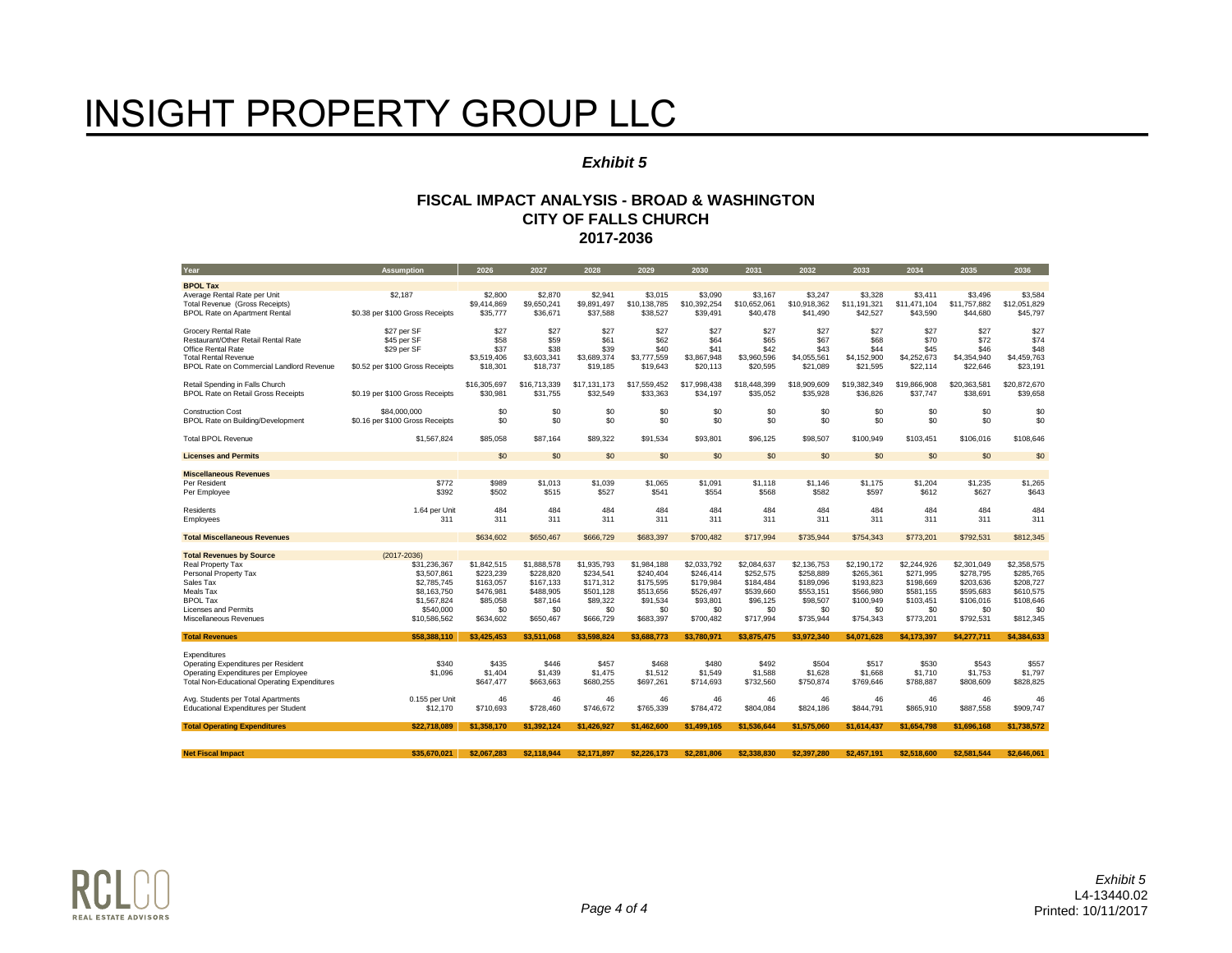# INSIGHT PROPERTY GROUP LLC

***Exhibit 5***

**FISCAL IMPACT ANALYSIS - BROAD & WASHINGTON**
**CITY OF FALLS CHURCH**
**2017-2036**

| Year | Assumption | 2026 | 2027 | 2028 | 2029 | 2030 | 2031 | 2032 | 2033 | 2034 | 2035 | 2036 |
|---|---|---|---|---|---|---|---|---|---|---|---|---|
| **BPOL Tax** | | | | | | | | | | | | |
| Average Rental Rate per Unit | $2,187 | $2,800 | $2,870 | $2,941 | $3,015 | $3,090 | $3,167 | $3,247 | $3,328 | $3,411 | $3,496 | $3,584 |
| Total Revenue (Gross Receipts) | | $9,414,869 | $9,650,241 | $9,891,497 | $10,138,785 | $10,392,254 | $10,652,061 | $10,918,362 | $11,191,321 | $11,471,104 | $11,757,882 | $12,051,829 |
| BPOL Rate on Apartment Rental | $0.38 per $100 Gross Receipts | $35,777 | $36,671 | $37,588 | $38,527 | $39,491 | $40,478 | $41,490 | $42,527 | $43,590 | $44,680 | $45,797 |
| Grocery Rental Rate | $27 per SF | $27 | $27 | $27 | $27 | $27 | $27 | $27 | $27 | $27 | $27 | $27 |
| Restaurant/Other Retail Rental Rate | $45 per SF | $58 | $59 | $61 | $62 | $64 | $65 | $67 | $68 | $70 | $72 | $74 |
| Office Rental Rate | $29 per SF | $37 | $38 | $39 | $40 | $41 | $42 | $43 | $44 | $45 | $46 | $48 |
| Total Rental Revenue | | $3,519,406 | $3,603,341 | $3,689,374 | $3,777,559 | $3,867,948 | $3,960,596 | $4,055,561 | $4,152,900 | $4,252,673 | $4,354,940 | $4,459,763 |
| BPOL Rate on Commercial Landlord Revenue | $0.52 per $100 Gross Receipts | $18,301 | $18,737 | $19,185 | $19,643 | $20,113 | $20,595 | $21,089 | $21,595 | $22,114 | $22,646 | $23,191 |
| Retail Spending in Falls Church | | $16,305,697 | $16,713,339 | $17,131,173 | $17,559,452 | $17,998,438 | $18,448,399 | $18,909,609 | $19,382,349 | $19,866,908 | $20,363,581 | $20,872,670 |
| BPOL Rate on Retail Gross Receipts | $0.19 per $100 Gross Receipts | $30,981 | $31,755 | $32,549 | $33,363 | $34,197 | $35,052 | $35,928 | $36,826 | $37,747 | $38,691 | $39,658 |
| Construction Cost | $84,000,000 | $0 | $0 | $0 | $0 | $0 | $0 | $0 | $0 | $0 | $0 | $0 |
| BPOL Rate on Building/Development | $0.16 per $100 Gross Receipts | $0 | $0 | $0 | $0 | $0 | $0 | $0 | $0 | $0 | $0 | $0 |
| Total BPOL Revenue | $1,567,824 | $85,058 | $87,164 | $89,322 | $91,534 | $93,801 | $96,125 | $98,507 | $100,949 | $103,451 | $106,016 | $108,646 |
| **Licenses and Permits** | | $0 | $0 | $0 | $0 | $0 | $0 | $0 | $0 | $0 | $0 | $0 |
| **Miscellaneous Revenues** | | | | | | | | | | | | |
| Per Resident | $772 | $989 | $1,013 | $1,039 | $1,065 | $1,091 | $1,118 | $1,146 | $1,175 | $1,204 | $1,235 | $1,265 |
| Per Employee | $392 | $502 | $515 | $527 | $541 | $554 | $568 | $582 | $597 | $612 | $627 | $643 |
| Residents | 1.64 per Unit | 484 | 484 | 484 | 484 | 484 | 484 | 484 | 484 | 484 | 484 | 484 |
| Employees | 311 | 311 | 311 | 311 | 311 | 311 | 311 | 311 | 311 | 311 | 311 | 311 |
| **Total Miscellaneous Revenues** | | $634,602 | $650,467 | $666,729 | $683,397 | $700,482 | $717,994 | $735,944 | $754,343 | $773,201 | $792,531 | $812,345 |
| **Total Revenues by Source** | (2017-2036) | | | | | | | | | | | |
| Real Property Tax | $31,236,367 | $1,842,515 | $1,888,578 | $1,935,793 | $1,984,188 | $2,033,792 | $2,084,637 | $2,136,753 | $2,190,172 | $2,244,926 | $2,301,049 | $2,358,575 |
| Personal Property Tax | $3,507,861 | $223,239 | $228,820 | $234,541 | $240,404 | $246,414 | $252,575 | $258,889 | $265,361 | $271,995 | $278,795 | $285,765 |
| Sales Tax | $2,785,745 | $163,057 | $167,133 | $171,312 | $175,595 | $179,984 | $184,484 | $189,096 | $193,823 | $198,669 | $203,636 | $208,727 |
| Meals Tax | $8,163,750 | $476,981 | $488,905 | $501,128 | $513,656 | $526,497 | $539,660 | $553,151 | $566,980 | $581,155 | $595,683 | $610,575 |
| BPOL Tax | $1,567,824 | $85,058 | $87,164 | $89,322 | $91,534 | $93,801 | $96,125 | $98,507 | $100,949 | $103,451 | $106,016 | $108,646 |
| Licenses and Permits | $540,000 | $0 | $0 | $0 | $0 | $0 | $0 | $0 | $0 | $0 | $0 | $0 |
| Miscellaneous Revenues | $10,586,562 | $634,602 | $650,467 | $666,729 | $683,397 | $700,482 | $717,994 | $735,944 | $754,343 | $773,201 | $792,531 | $812,345 |
| **Total Revenues** | **$58,388,110** | **$3,425,453** | **$3,511,068** | **$3,598,824** | **$3,688,773** | **$3,780,971** | **$3,875,475** | **$3,972,340** | **$4,071,628** | **$4,173,397** | **$4,277,711** | **$4,384,633** |
| Expenditures | | | | | | | | | | | | |
| Operating Expenditures per Resident | $340 | $435 | $446 | $457 | $468 | $480 | $492 | $504 | $517 | $530 | $543 | $557 |
| Operating Expenditures per Employee | $1,096 | $1,404 | $1,439 | $1,475 | $1,512 | $1,549 | $1,588 | $1,628 | $1,668 | $1,710 | $1,753 | $1,797 |
| Total Non-Educational Operating Expenditures | | $647,477 | $663,663 | $680,255 | $697,261 | $714,693 | $732,560 | $750,874 | $769,646 | $788,887 | $808,609 | $828,825 |
| Avg. Students per Total Apartments | 0.155 per Unit | 46 | 46 | 46 | 46 | 46 | 46 | 46 | 46 | 46 | 46 | 46 |
| Educational Expenditures per Student | $12,170 | $710,693 | $728,460 | $746,672 | $765,339 | $784,472 | $804,084 | $824,186 | $844,791 | $865,910 | $887,558 | $909,747 |
| **Total Operating Expenditures** | **$22,718,089** | **$1,358,170** | **$1,392,124** | **$1,426,927** | **$1,462,600** | **$1,499,165** | **$1,536,644** | **$1,575,060** | **$1,614,437** | **$1,654,798** | **$1,696,168** | **$1,738,572** |
| **Net Fiscal Impact** | **$35,670,021** | **$2,067,283** | **$2,118,944** | **$2,171,897** | **$2,226,173** | **$2,281,806** | **$2,338,830** | **$2,397,280** | **$2,457,191** | **$2,518,600** | **$2,581,544** | **$2,646,061** |

RCLCO REAL ESTATE ADVISORS

*Exhibit 5*
L4-13440.02
Printed: 10/11/2017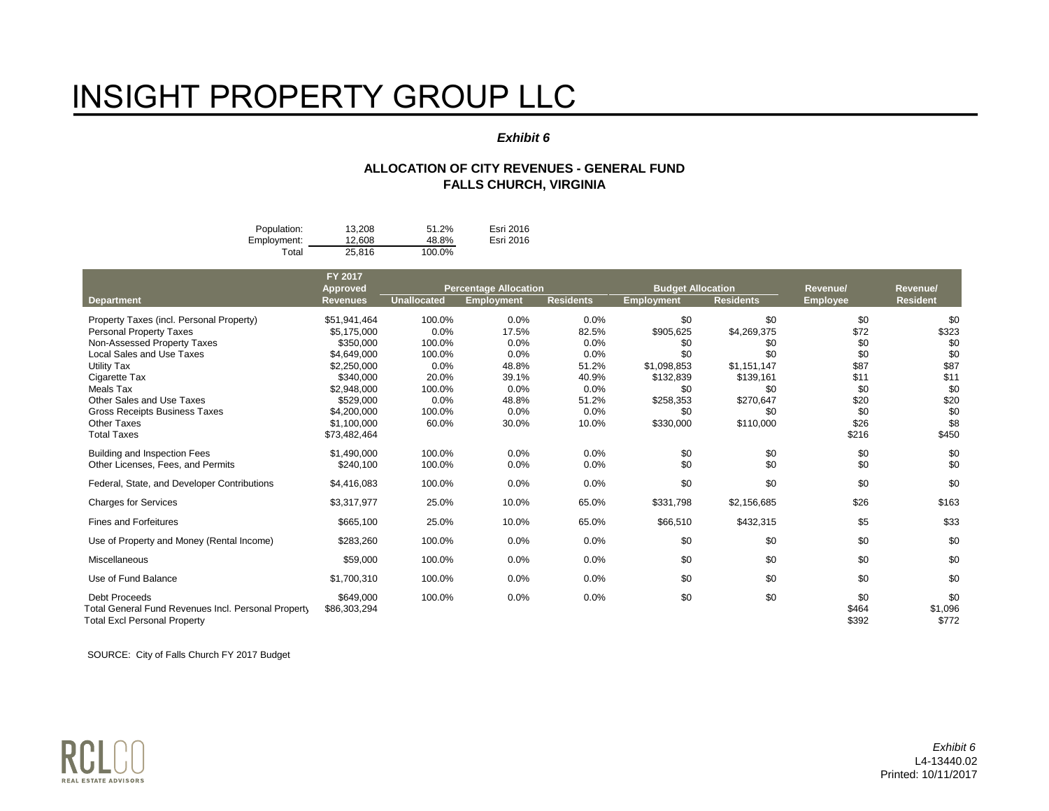# INSIGHT PROPERTY GROUP LLC

***Exhibit 6***

**ALLOCATION OF CITY REVENUES - GENERAL FUND**
**FALLS CHURCH, VIRGINIA**

| | | | |
|---|---|---|---|
| Population: | 13,208 | 51.2% | Esri 2016 |
| Employment: | 12,608 | 48.8% | Esri 2016 |
| Total | 25,816 | 100.0% | |

| Department | FY 2017 Approved Revenues | Percentage Allocation | | | Budget Allocation | | Revenue/ Employee | Revenue/ Resident |
|---|---|---|---|---|---|---|---|---|
| | | Unallocated | Employment | Residents | Employment | Residents | | |
| Property Taxes (incl. Personal Property) | $51,941,464 | 100.0% | 0.0% | 0.0% | $0 | $0 | $0 | $0 |
| Personal Property Taxes | $5,175,000 | 0.0% | 17.5% | 82.5% | $905,625 | $4,269,375 | $72 | $323 |
| Non-Assessed Property Taxes | $350,000 | 100.0% | 0.0% | 0.0% | $0 | $0 | $0 | $0 |
| Local Sales and Use Taxes | $4,649,000 | 100.0% | 0.0% | 0.0% | $0 | $0 | $0 | $0 |
| Utility Tax | $2,250,000 | 0.0% | 48.8% | 51.2% | $1,098,853 | $1,151,147 | $87 | $87 |
| Cigarette Tax | $340,000 | 20.0% | 39.1% | 40.9% | $132,839 | $139,161 | $11 | $11 |
| Meals Tax | $2,948,000 | 100.0% | 0.0% | 0.0% | $0 | $0 | $0 | $0 |
| Other Sales and Use Taxes | $529,000 | 0.0% | 48.8% | 51.2% | $258,353 | $270,647 | $20 | $20 |
| Gross Receipts Business Taxes | $4,200,000 | 100.0% | 0.0% | 0.0% | $0 | $0 | $0 | $0 |
| Other Taxes | $1,100,000 | 60.0% | 30.0% | 10.0% | $330,000 | $110,000 | $26 | $8 |
| Total Taxes | $73,482,464 | | | | | | $216 | $450 |
| Building and Inspection Fees | $1,490,000 | 100.0% | 0.0% | 0.0% | $0 | $0 | $0 | $0 |
| Other Licenses, Fees, and Permits | $240,100 | 100.0% | 0.0% | 0.0% | $0 | $0 | $0 | $0 |
| Federal, State, and Developer Contributions | $4,416,083 | 100.0% | 0.0% | 0.0% | $0 | $0 | $0 | $0 |
| Charges for Services | $3,317,977 | 25.0% | 10.0% | 65.0% | $331,798 | $2,156,685 | $26 | $163 |
| Fines and Forfeitures | $665,100 | 25.0% | 10.0% | 65.0% | $66,510 | $432,315 | $5 | $33 |
| Use of Property and Money (Rental Income) | $283,260 | 100.0% | 0.0% | 0.0% | $0 | $0 | $0 | $0 |
| Miscellaneous | $59,000 | 100.0% | 0.0% | 0.0% | $0 | $0 | $0 | $0 |
| Use of Fund Balance | $1,700,310 | 100.0% | 0.0% | 0.0% | $0 | $0 | $0 | $0 |
| Debt Proceeds | $649,000 | 100.0% | 0.0% | 0.0% | $0 | $0 | $0 | $0 |
| Total General Fund Revenues Incl. Personal Property | $86,303,294 | | | | | | $464 | $1,096 |
| Total Excl Personal Property | | | | | | | $392 | $772 |

SOURCE: City of Falls Church FY 2017 Budget

RCLCO REAL ESTATE ADVISORS

*Exhibit 6*
L4-13440.02
Printed: 10/11/2017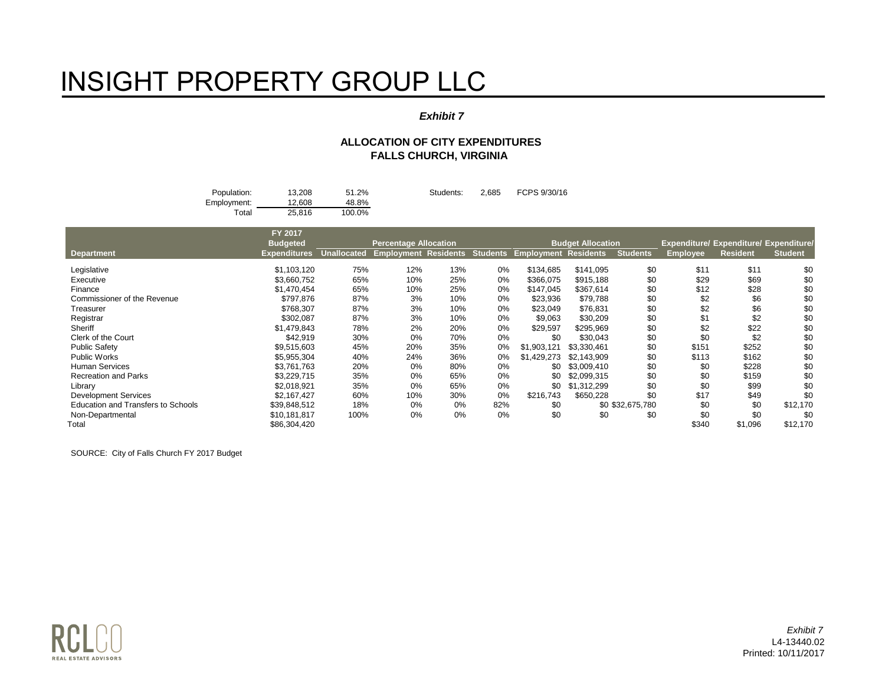# INSIGHT PROPERTY GROUP LLC

***Exhibit 7***

**ALLOCATION OF CITY EXPENDITURES**
**FALLS CHURCH, VIRGINIA**

| | | | | | |
|---|---|---|---|---|---|
| Population: | 13,208 | 51.2% | Students: | 2,685 | FCPS 9/30/16 |
| Employment: | 12,608 | 48.8% | | | |
| Total | 25,816 | 100.0% | | | |

| Department | FY 2017 Budgeted Expenditures | Percentage Allocation | | | | Budget Allocation | | | Expenditure/ Employee | Expenditure/ Resident | Expenditure/ Student |
|---|---|---|---|---|---|---|---|---|---|---|---|
| | | Unallocated | Employment | Residents | Students | Employment | Residents | Students | | | |
| Legislative | $1,103,120 | 75% | 12% | 13% | 0% | $134,685 | $141,095 | $0 | $11 | $11 | $0 |
| Executive | $3,660,752 | 65% | 10% | 25% | 0% | $366,075 | $915,188 | $0 | $29 | $69 | $0 |
| Finance | $1,470,454 | 65% | 10% | 25% | 0% | $147,045 | $367,614 | $0 | $12 | $28 | $0 |
| Commissioner of the Revenue | $797,876 | 87% | 3% | 10% | 0% | $23,936 | $79,788 | $0 | $2 | $6 | $0 |
| Treasurer | $768,307 | 87% | 3% | 10% | 0% | $23,049 | $76,831 | $0 | $2 | $6 | $0 |
| Registrar | $302,087 | 87% | 3% | 10% | 0% | $9,063 | $30,209 | $0 | $1 | $2 | $0 |
| Sheriff | $1,479,843 | 78% | 2% | 20% | 0% | $29,597 | $295,969 | $0 | $2 | $22 | $0 |
| Clerk of the Court | $42,919 | 30% | 0% | 70% | 0% | $0 | $30,043 | $0 | $0 | $2 | $0 |
| Public Safety | $9,515,603 | 45% | 20% | 35% | 0% | $1,903,121 | $3,330,461 | $0 | $151 | $252 | $0 |
| Public Works | $5,955,304 | 40% | 24% | 36% | 0% | $1,429,273 | $2,143,909 | $0 | $113 | $162 | $0 |
| Human Services | $3,761,763 | 20% | 0% | 80% | 0% | $0 | $3,009,410 | $0 | $0 | $228 | $0 |
| Recreation and Parks | $3,229,715 | 35% | 0% | 65% | 0% | $0 | $2,099,315 | $0 | $0 | $159 | $0 |
| Library | $2,018,921 | 35% | 0% | 65% | 0% | $0 | $1,312,299 | $0 | $0 | $99 | $0 |
| Development Services | $2,167,427 | 60% | 10% | 30% | 0% | $216,743 | $650,228 | $0 | $17 | $49 | $0 |
| Education and Transfers to Schools | $39,848,512 | 18% | 0% | 0% | 82% | $0 | $0 | $32,675,780 | $0 | $0 | $12,170 |
| Non-Departmental | $10,181,817 | 100% | 0% | 0% | 0% | $0 | $0 | $0 | $0 | $0 | $0 |
| Total | $86,304,420 | | | | | | | | $340 | $1,096 | $12,170 |

SOURCE: City of Falls Church FY 2017 Budget

*Exhibit 7*
L4-13440.02
Printed: 10/11/2017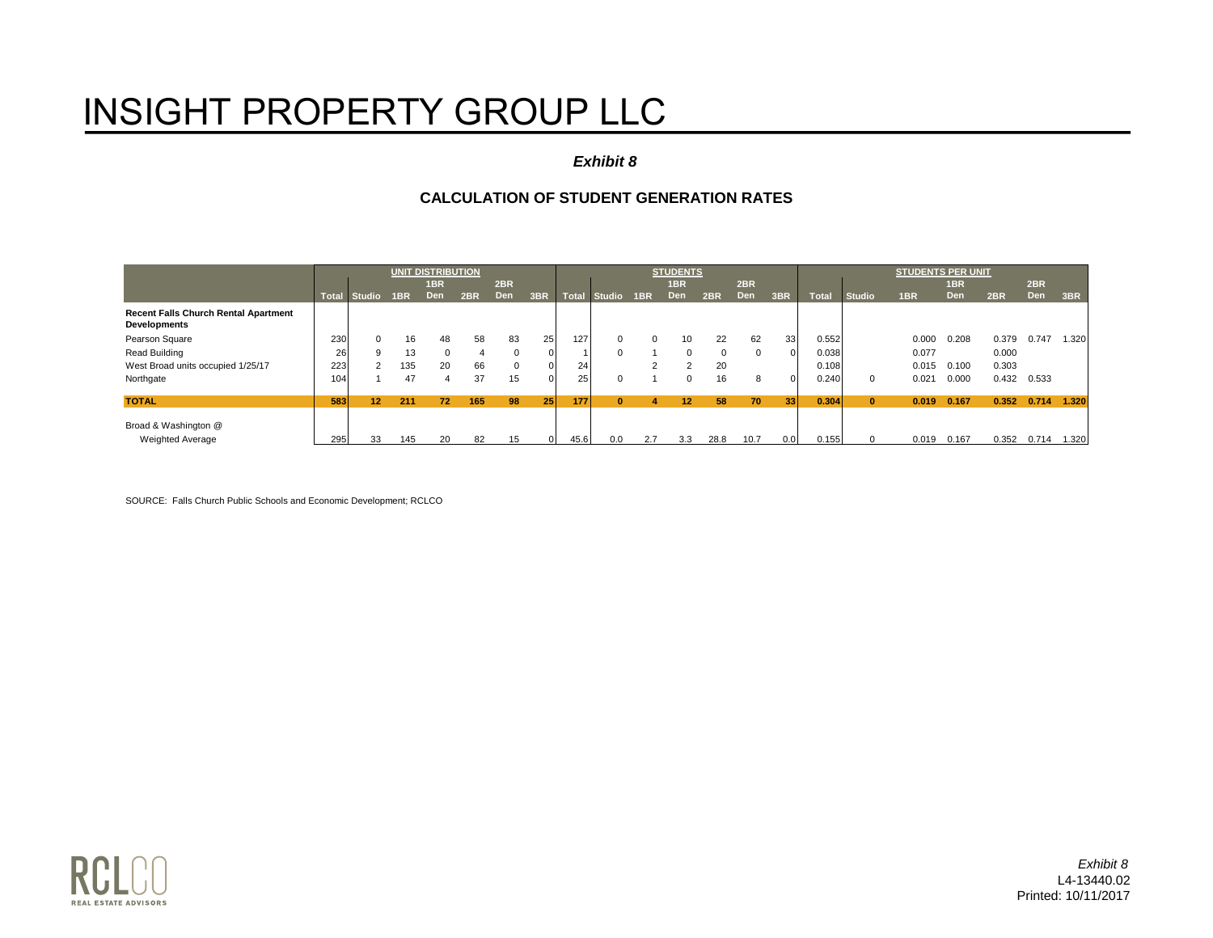# INSIGHT PROPERTY GROUP LLC

***Exhibit 8***

**CALCULATION OF STUDENT GENERATION RATES**

| | UNIT DISTRIBUTION | | | | | | | STUDENTS | | | | | | | STUDENTS PER UNIT | | | | | | |
|---|---|---|---|---|---|---|---|---|---|---|---|---|---|---|---|---|---|---|---|---|---|
| | Total | Studio | 1BR | 1BR Den | 2BR | 2BR Den | 3BR | Total | Studio | 1BR | 1BR Den | 2BR | 2BR Den | 3BR | Total | Studio | 1BR | 1BR Den | 2BR | 2BR Den | 3BR |
| **Recent Falls Church Rental Apartment Developments** | | | | | | | | | | | | | | | | | | | | | |
| Pearson Square | 230 | 0 | 16 | 48 | 58 | 83 | 25 | 127 | 0 | 0 | 10 | 22 | 62 | 33 | 0.552 | | 0.000 | 0.208 | 0.379 | 0.747 | 1.320 |
| Read Building | 26 | 9 | 13 | 0 | 4 | 0 | 0 | 1 | 0 | 1 | 0 | 0 | 0 | 0 | 0.038 | | 0.077 | | 0.000 | | |
| West Broad units occupied 1/25/17 | 223 | 2 | 135 | 20 | 66 | 0 | 0 | 24 | | 2 | 2 | 20 | | | 0.108 | | 0.015 | 0.100 | 0.303 | | |
| Northgate | 104 | 1 | 47 | 4 | 37 | 15 | 0 | 25 | 0 | 1 | 0 | 16 | 8 | 0 | 0.240 | 0 | 0.021 | 0.000 | 0.432 | 0.533 | |
| **TOTAL** | **583** | **12** | **211** | **72** | **165** | **98** | **25** | **177** | **0** | **4** | **12** | **58** | **70** | **33** | **0.304** | **0** | **0.019** | **0.167** | **0.352** | **0.714** | **1.320** |
| Broad & Washington @ Weighted Average | 295 | 33 | 145 | 20 | 82 | 15 | 0 | 45.6 | 0.0 | 2.7 | 3.3 | 28.8 | 10.7 | 0.0 | 0.155 | 0 | 0.019 | 0.167 | 0.352 | 0.714 | 1.320 |

SOURCE: Falls Church Public Schools and Economic Development; RCLCO